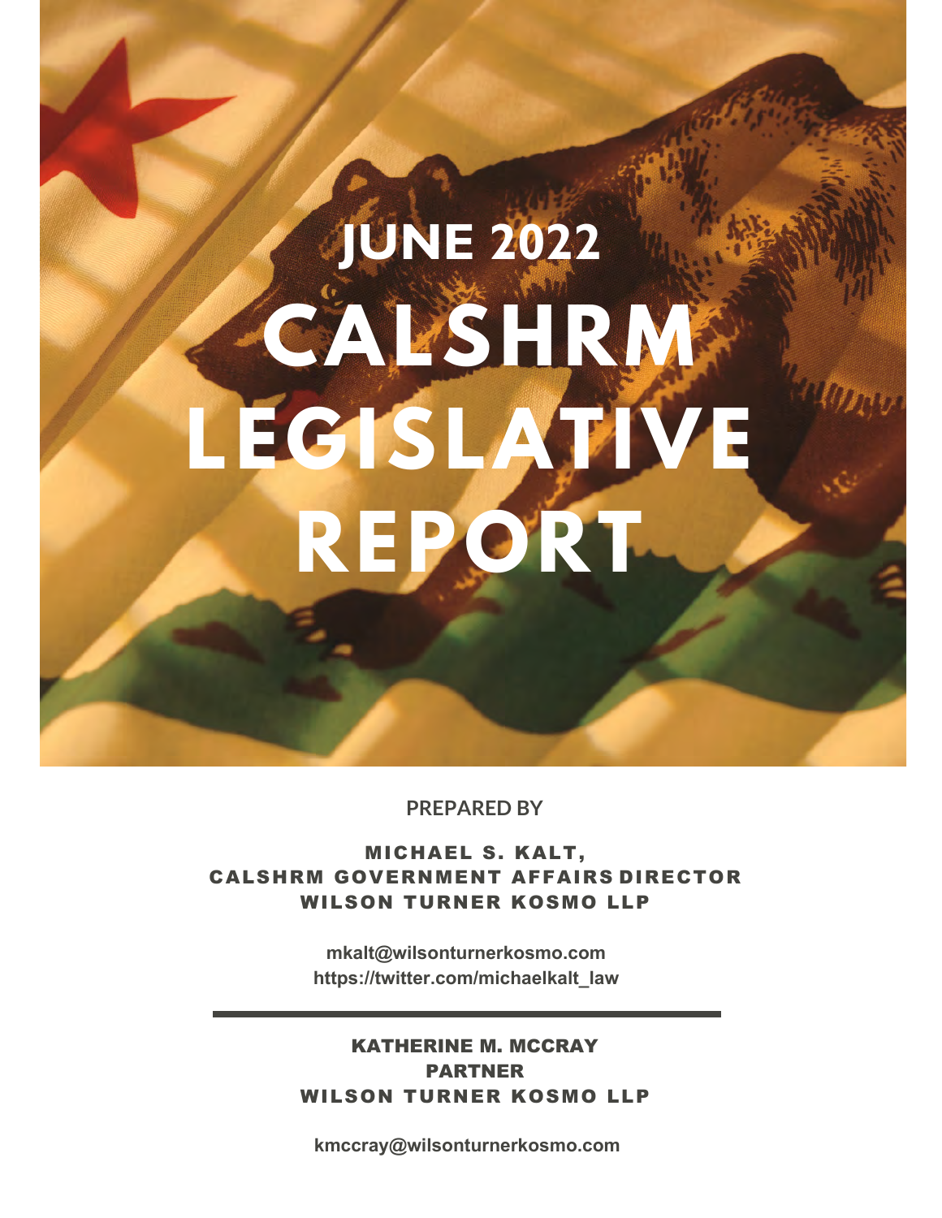# JUNE 2022

# CALSHRM LEGISLATIVE REPORT

PREPARED BY

**MICHAEL S. KALT,**
**CALSHRM GOVERNMENT AFFAIRS DIRECTOR**
**WILSON TURNER KOSMO LLP**

mkalt@wilsonturnerkosmo.com
https://twitter.com/michaelkalt_law

---

**KATHERINE M. MCCRAY**
**PARTNER**
**WILSON TURNER KOSMO LLP**

kmccray@wilsonturnerkosmo.com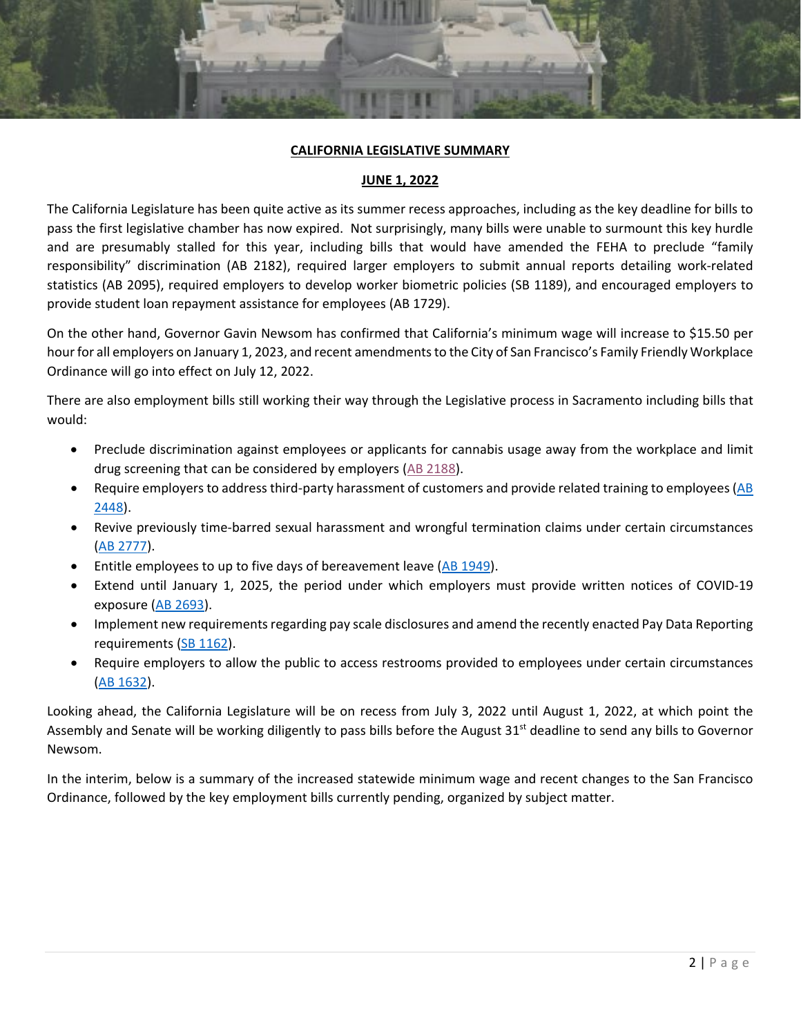**CALIFORNIA LEGISLATIVE SUMMARY**

**JUNE 1, 2022**

The California Legislature has been quite active as its summer recess approaches, including as the key deadline for bills to pass the first legislative chamber has now expired. Not surprisingly, many bills were unable to surmount this key hurdle and are presumably stalled for this year, including bills that would have amended the FEHA to preclude "family responsibility" discrimination (AB 2182), required larger employers to submit annual reports detailing work-related statistics (AB 2095), required employers to develop worker biometric policies (SB 1189), and encouraged employers to provide student loan repayment assistance for employees (AB 1729).

On the other hand, Governor Gavin Newsom has confirmed that California's minimum wage will increase to $15.50 per hour for all employers on January 1, 2023, and recent amendments to the City of San Francisco's Family Friendly Workplace Ordinance will go into effect on July 12, 2022.

There are also employment bills still working their way through the Legislative process in Sacramento including bills that would:

- Preclude discrimination against employees or applicants for cannabis usage away from the workplace and limit drug screening that can be considered by employers (AB 2188).
- Require employers to address third-party harassment of customers and provide related training to employees (AB 2448).
- Revive previously time-barred sexual harassment and wrongful termination claims under certain circumstances (AB 2777).
- Entitle employees to up to five days of bereavement leave (AB 1949).
- Extend until January 1, 2025, the period under which employers must provide written notices of COVID-19 exposure (AB 2693).
- Implement new requirements regarding pay scale disclosures and amend the recently enacted Pay Data Reporting requirements (SB 1162).
- Require employers to allow the public to access restrooms provided to employees under certain circumstances (AB 1632).

Looking ahead, the California Legislature will be on recess from July 3, 2022 until August 1, 2022, at which point the Assembly and Senate will be working diligently to pass bills before the August 31st deadline to send any bills to Governor Newsom.

In the interim, below is a summary of the increased statewide minimum wage and recent changes to the San Francisco Ordinance, followed by the key employment bills currently pending, organized by subject matter.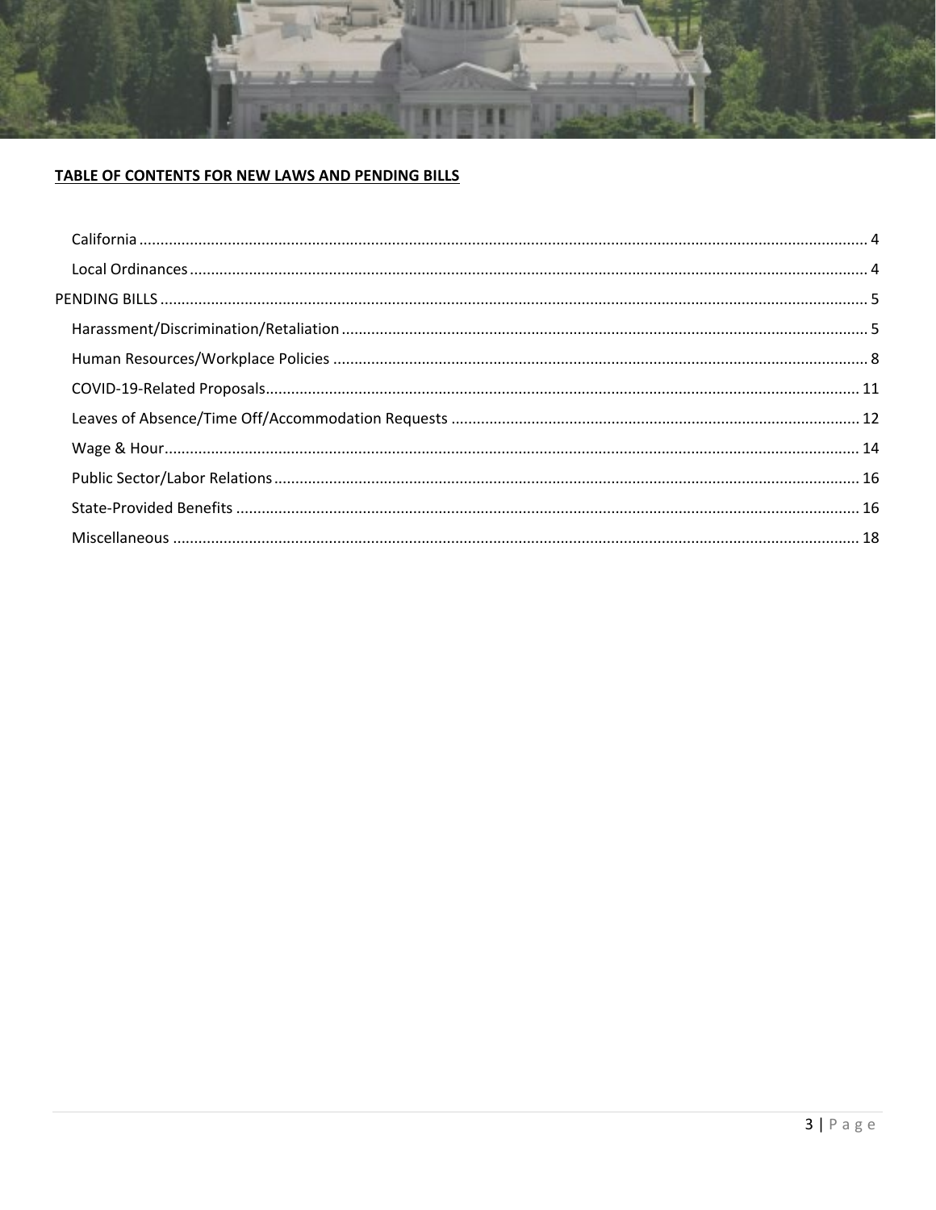## TABLE OF CONTENTS FOR NEW LAWS AND PENDING BILLS

- California ..... 4
- Local Ordinances ..... 4

PENDING BILLS ..... 5

- Harassment/Discrimination/Retaliation ..... 5
- Human Resources/Workplace Policies ..... 8
- COVID-19-Related Proposals ..... 11
- Leaves of Absence/Time Off/Accommodation Requests ..... 12
- Wage & Hour ..... 14
- Public Sector/Labor Relations ..... 16
- State-Provided Benefits ..... 16
- Miscellaneous ..... 18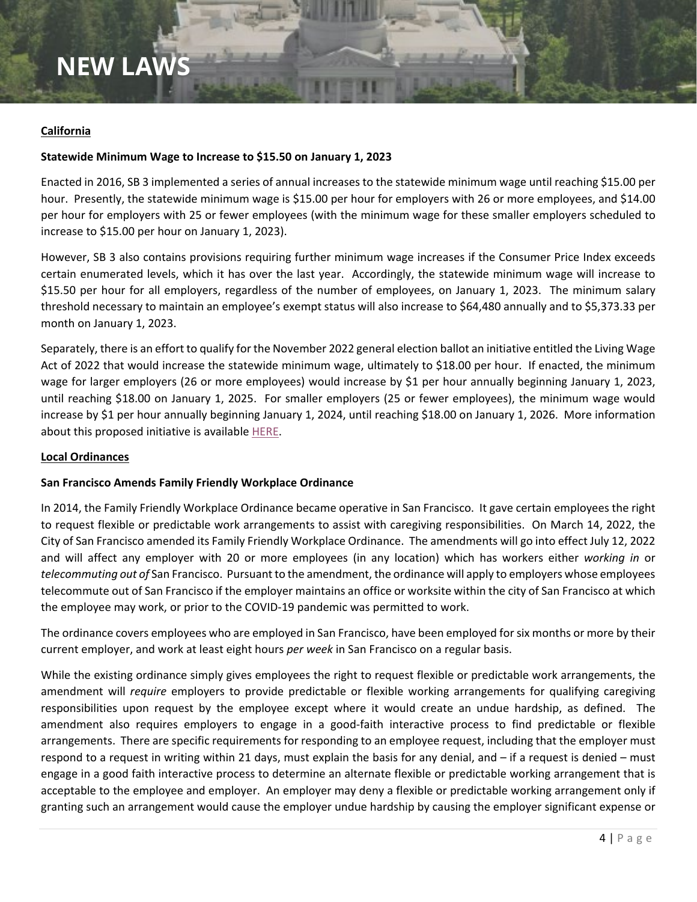# NEW LAWS

**<u>California</u>**

**Statewide Minimum Wage to Increase to $15.50 on January 1, 2023**

Enacted in 2016, SB 3 implemented a series of annual increases to the statewide minimum wage until reaching $15.00 per hour. Presently, the statewide minimum wage is $15.00 per hour for employers with 26 or more employees, and $14.00 per hour for employers with 25 or fewer employees (with the minimum wage for these smaller employers scheduled to increase to $15.00 per hour on January 1, 2023).

However, SB 3 also contains provisions requiring further minimum wage increases if the Consumer Price Index exceeds certain enumerated levels, which it has over the last year. Accordingly, the statewide minimum wage will increase to $15.50 per hour for all employers, regardless of the number of employees, on January 1, 2023. The minimum salary threshold necessary to maintain an employee's exempt status will also increase to $64,480 annually and to $5,373.33 per month on January 1, 2023.

Separately, there is an effort to qualify for the November 2022 general election ballot an initiative entitled the Living Wage Act of 2022 that would increase the statewide minimum wage, ultimately to $18.00 per hour. If enacted, the minimum wage for larger employers (26 or more employees) would increase by $1 per hour annually beginning January 1, 2023, until reaching $18.00 on January 1, 2025. For smaller employers (25 or fewer employees), the minimum wage would increase by $1 per hour annually beginning January 1, 2024, until reaching $18.00 on January 1, 2026. More information about this proposed initiative is available HERE.

**<u>Local Ordinances</u>**

**San Francisco Amends Family Friendly Workplace Ordinance**

In 2014, the Family Friendly Workplace Ordinance became operative in San Francisco. It gave certain employees the right to request flexible or predictable work arrangements to assist with caregiving responsibilities. On March 14, 2022, the City of San Francisco amended its Family Friendly Workplace Ordinance. The amendments will go into effect July 12, 2022 and will affect any employer with 20 or more employees (in any location) which has workers either *working in* or *telecommuting out of* San Francisco. Pursuant to the amendment, the ordinance will apply to employers whose employees telecommute out of San Francisco if the employer maintains an office or worksite within the city of San Francisco at which the employee may work, or prior to the COVID-19 pandemic was permitted to work.

The ordinance covers employees who are employed in San Francisco, have been employed for six months or more by their current employer, and work at least eight hours *per week* in San Francisco on a regular basis.

While the existing ordinance simply gives employees the right to request flexible or predictable work arrangements, the amendment will *require* employers to provide predictable or flexible working arrangements for qualifying caregiving responsibilities upon request by the employee except where it would create an undue hardship, as defined. The amendment also requires employers to engage in a good-faith interactive process to find predictable or flexible arrangements. There are specific requirements for responding to an employee request, including that the employer must respond to a request in writing within 21 days, must explain the basis for any denial, and – if a request is denied – must engage in a good faith interactive process to determine an alternate flexible or predictable working arrangement that is acceptable to the employee and employer. An employer may deny a flexible or predictable working arrangement only if granting such an arrangement would cause the employer undue hardship by causing the employer significant expense or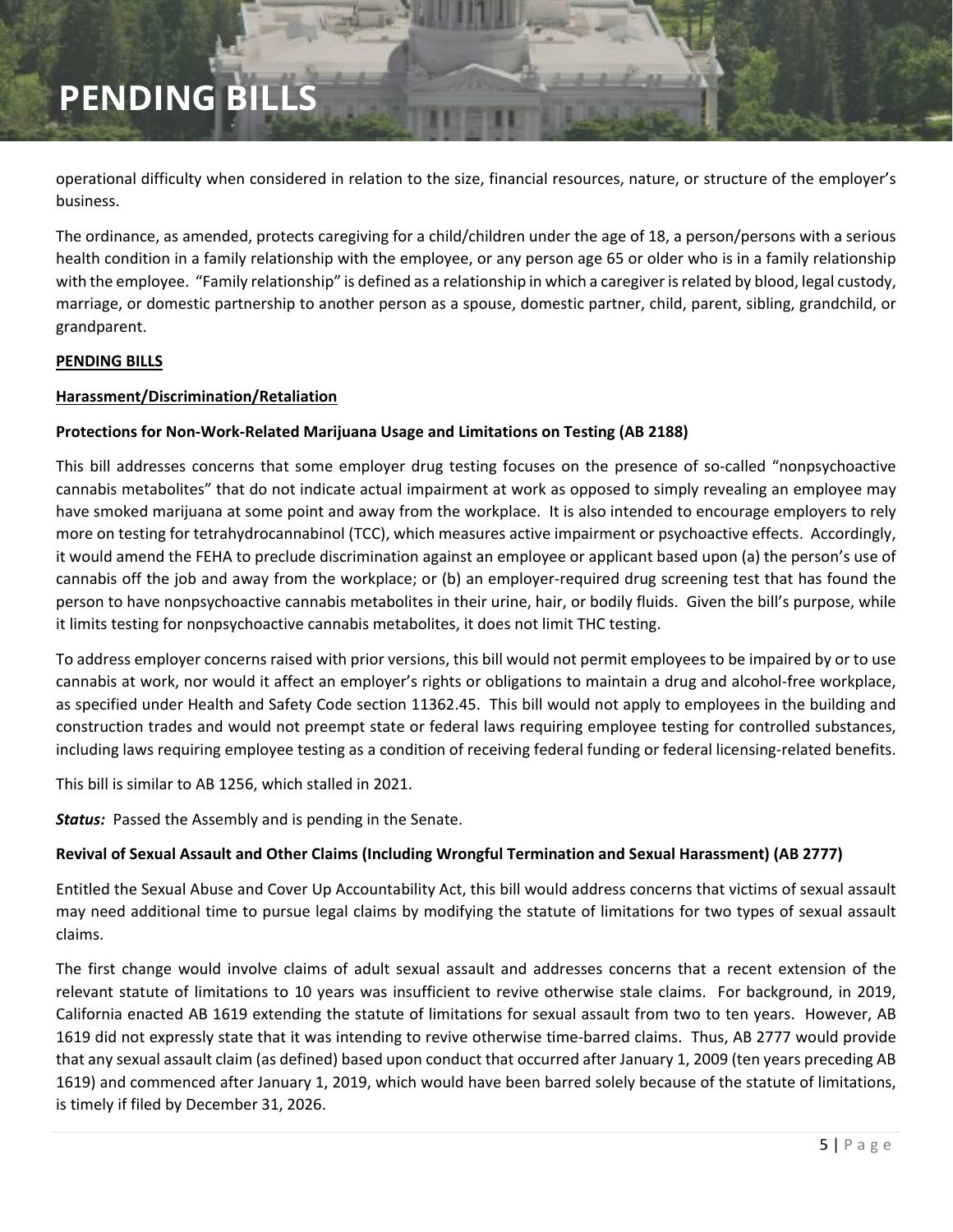operational difficulty when considered in relation to the size, financial resources, nature, or structure of the employer's business.

The ordinance, as amended, protects caregiving for a child/children under the age of 18, a person/persons with a serious health condition in a family relationship with the employee, or any person age 65 or older who is in a family relationship with the employee. "Family relationship" is defined as a relationship in which a caregiver is related by blood, legal custody, marriage, or domestic partnership to another person as a spouse, domestic partner, child, parent, sibling, grandchild, or grandparent.

## PENDING BILLS

### Harassment/Discrimination/Retaliation

#### Protections for Non-Work-Related Marijuana Usage and Limitations on Testing (AB 2188)

This bill addresses concerns that some employer drug testing focuses on the presence of so-called "nonpsychoactive cannabis metabolites" that do not indicate actual impairment at work as opposed to simply revealing an employee may have smoked marijuana at some point and away from the workplace. It is also intended to encourage employers to rely more on testing for tetrahydrocannabinol (TCC), which measures active impairment or psychoactive effects. Accordingly, it would amend the FEHA to preclude discrimination against an employee or applicant based upon (a) the person's use of cannabis off the job and away from the workplace; or (b) an employer-required drug screening test that has found the person to have nonpsychoactive cannabis metabolites in their urine, hair, or bodily fluids. Given the bill's purpose, while it limits testing for nonpsychoactive cannabis metabolites, it does not limit THC testing.

To address employer concerns raised with prior versions, this bill would not permit employees to be impaired by or to use cannabis at work, nor would it affect an employer's rights or obligations to maintain a drug and alcohol-free workplace, as specified under Health and Safety Code section 11362.45. This bill would not apply to employees in the building and construction trades and would not preempt state or federal laws requiring employee testing for controlled substances, including laws requiring employee testing as a condition of receiving federal funding or federal licensing-related benefits.

This bill is similar to AB 1256, which stalled in 2021.

***Status:*** Passed the Assembly and is pending in the Senate.

#### Revival of Sexual Assault and Other Claims (Including Wrongful Termination and Sexual Harassment) (AB 2777)

Entitled the Sexual Abuse and Cover Up Accountability Act, this bill would address concerns that victims of sexual assault may need additional time to pursue legal claims by modifying the statute of limitations for two types of sexual assault claims.

The first change would involve claims of adult sexual assault and addresses concerns that a recent extension of the relevant statute of limitations to 10 years was insufficient to revive otherwise stale claims. For background, in 2019, California enacted AB 1619 extending the statute of limitations for sexual assault from two to ten years. However, AB 1619 did not expressly state that it was intending to revive otherwise time-barred claims. Thus, AB 2777 would provide that any sexual assault claim (as defined) based upon conduct that occurred after January 1, 2009 (ten years preceding AB 1619) and commenced after January 1, 2019, which would have been barred solely because of the statute of limitations, is timely if filed by December 31, 2026.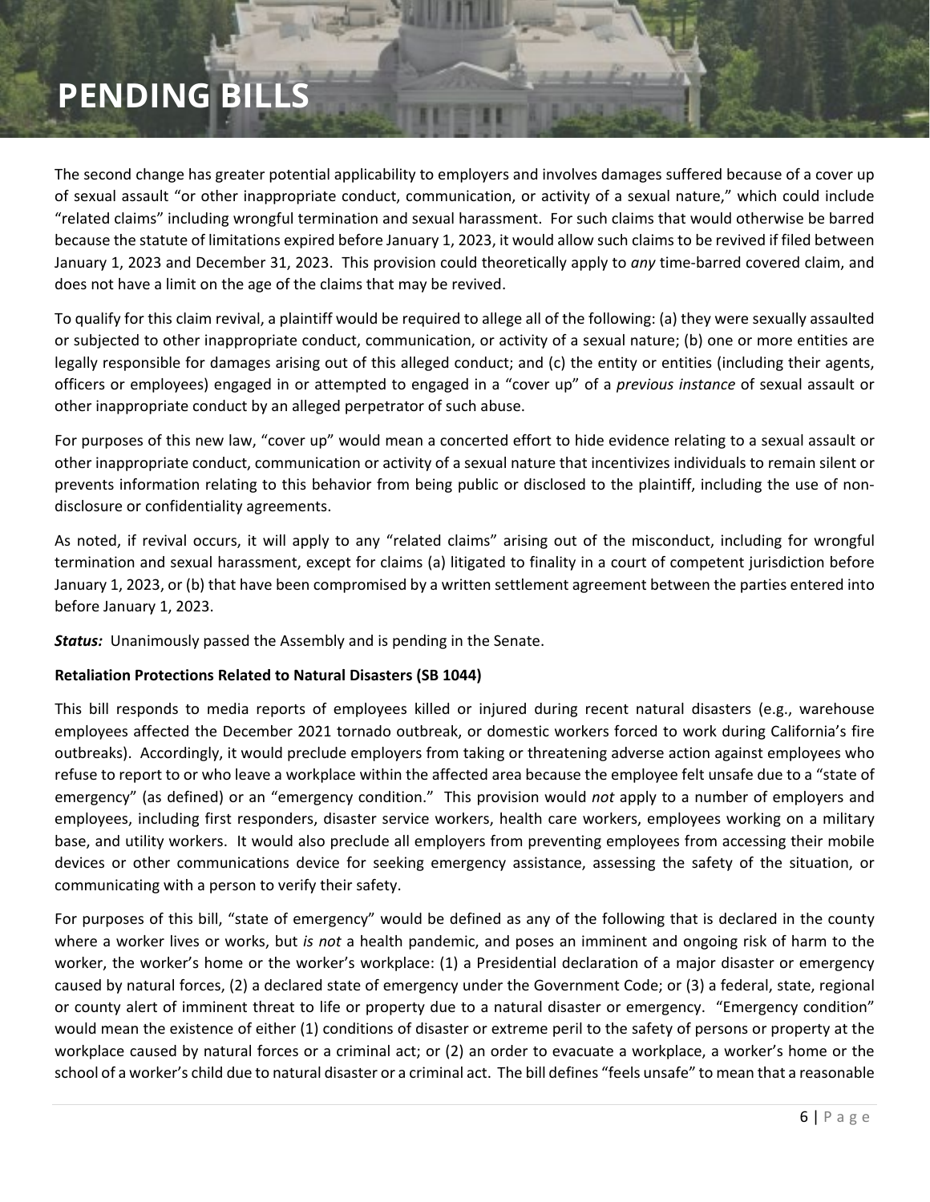# PENDING BILLS

The second change has greater potential applicability to employers and involves damages suffered because of a cover up of sexual assault "or other inappropriate conduct, communication, or activity of a sexual nature," which could include "related claims" including wrongful termination and sexual harassment. For such claims that would otherwise be barred because the statute of limitations expired before January 1, 2023, it would allow such claims to be revived if filed between January 1, 2023 and December 31, 2023. This provision could theoretically apply to *any* time-barred covered claim, and does not have a limit on the age of the claims that may be revived.

To qualify for this claim revival, a plaintiff would be required to allege all of the following: (a) they were sexually assaulted or subjected to other inappropriate conduct, communication, or activity of a sexual nature; (b) one or more entities are legally responsible for damages arising out of this alleged conduct; and (c) the entity or entities (including their agents, officers or employees) engaged in or attempted to engaged in a "cover up" of a *previous instance* of sexual assault or other inappropriate conduct by an alleged perpetrator of such abuse.

For purposes of this new law, "cover up" would mean a concerted effort to hide evidence relating to a sexual assault or other inappropriate conduct, communication or activity of a sexual nature that incentivizes individuals to remain silent or prevents information relating to this behavior from being public or disclosed to the plaintiff, including the use of non-disclosure or confidentiality agreements.

As noted, if revival occurs, it will apply to any "related claims" arising out of the misconduct, including for wrongful termination and sexual harassment, except for claims (a) litigated to finality in a court of competent jurisdiction before January 1, 2023, or (b) that have been compromised by a written settlement agreement between the parties entered into before January 1, 2023.

***Status:*** Unanimously passed the Assembly and is pending in the Senate.

**Retaliation Protections Related to Natural Disasters (SB 1044)**

This bill responds to media reports of employees killed or injured during recent natural disasters (e.g., warehouse employees affected the December 2021 tornado outbreak, or domestic workers forced to work during California's fire outbreaks). Accordingly, it would preclude employers from taking or threatening adverse action against employees who refuse to report to or who leave a workplace within the affected area because the employee felt unsafe due to a "state of emergency" (as defined) or an "emergency condition." This provision would *not* apply to a number of employers and employees, including first responders, disaster service workers, health care workers, employees working on a military base, and utility workers. It would also preclude all employers from preventing employees from accessing their mobile devices or other communications device for seeking emergency assistance, assessing the safety of the situation, or communicating with a person to verify their safety.

For purposes of this bill, "state of emergency" would be defined as any of the following that is declared in the county where a worker lives or works, but *is not* a health pandemic, and poses an imminent and ongoing risk of harm to the worker, the worker's home or the worker's workplace: (1) a Presidential declaration of a major disaster or emergency caused by natural forces, (2) a declared state of emergency under the Government Code; or (3) a federal, state, regional or county alert of imminent threat to life or property due to a natural disaster or emergency. "Emergency condition" would mean the existence of either (1) conditions of disaster or extreme peril to the safety of persons or property at the workplace caused by natural forces or a criminal act; or (2) an order to evacuate a workplace, a worker's home or the school of a worker's child due to natural disaster or a criminal act. The bill defines "feels unsafe" to mean that a reasonable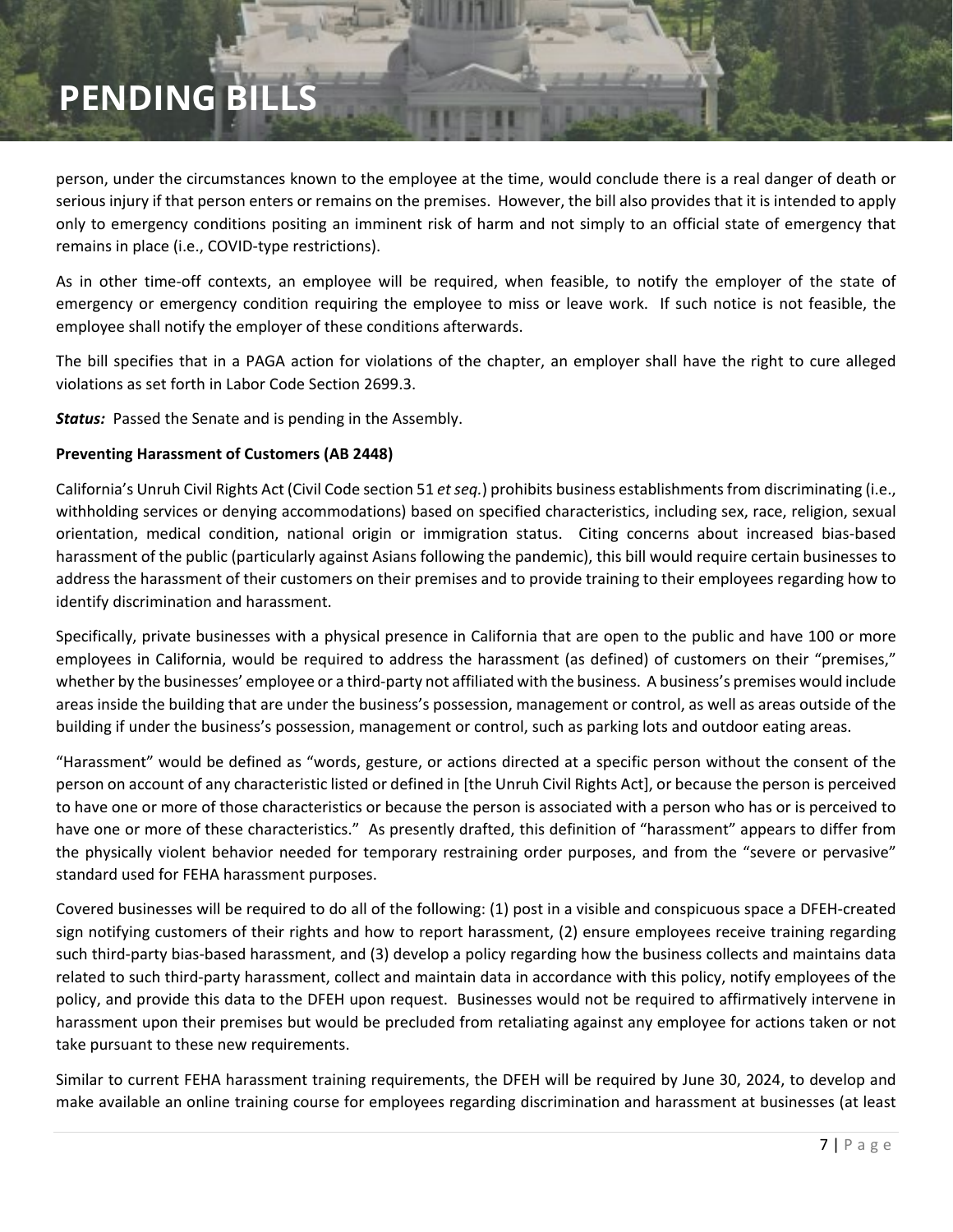person, under the circumstances known to the employee at the time, would conclude there is a real danger of death or serious injury if that person enters or remains on the premises. However, the bill also provides that it is intended to apply only to emergency conditions positing an imminent risk of harm and not simply to an official state of emergency that remains in place (i.e., COVID-type restrictions).

As in other time-off contexts, an employee will be required, when feasible, to notify the employer of the state of emergency or emergency condition requiring the employee to miss or leave work. If such notice is not feasible, the employee shall notify the employer of these conditions afterwards.

The bill specifies that in a PAGA action for violations of the chapter, an employer shall have the right to cure alleged violations as set forth in Labor Code Section 2699.3.

***Status:*** Passed the Senate and is pending in the Assembly.

**Preventing Harassment of Customers (AB 2448)**

California's Unruh Civil Rights Act (Civil Code section 51 *et seq.*) prohibits business establishments from discriminating (i.e., withholding services or denying accommodations) based on specified characteristics, including sex, race, religion, sexual orientation, medical condition, national origin or immigration status. Citing concerns about increased bias-based harassment of the public (particularly against Asians following the pandemic), this bill would require certain businesses to address the harassment of their customers on their premises and to provide training to their employees regarding how to identify discrimination and harassment.

Specifically, private businesses with a physical presence in California that are open to the public and have 100 or more employees in California, would be required to address the harassment (as defined) of customers on their "premises," whether by the businesses' employee or a third-party not affiliated with the business. A business's premises would include areas inside the building that are under the business's possession, management or control, as well as areas outside of the building if under the business's possession, management or control, such as parking lots and outdoor eating areas.

"Harassment" would be defined as "words, gesture, or actions directed at a specific person without the consent of the person on account of any characteristic listed or defined in [the Unruh Civil Rights Act], or because the person is perceived to have one or more of those characteristics or because the person is associated with a person who has or is perceived to have one or more of these characteristics." As presently drafted, this definition of "harassment" appears to differ from the physically violent behavior needed for temporary restraining order purposes, and from the "severe or pervasive" standard used for FEHA harassment purposes.

Covered businesses will be required to do all of the following: (1) post in a visible and conspicuous space a DFEH-created sign notifying customers of their rights and how to report harassment, (2) ensure employees receive training regarding such third-party bias-based harassment, and (3) develop a policy regarding how the business collects and maintains data related to such third-party harassment, collect and maintain data in accordance with this policy, notify employees of the policy, and provide this data to the DFEH upon request. Businesses would not be required to affirmatively intervene in harassment upon their premises but would be precluded from retaliating against any employee for actions taken or not take pursuant to these new requirements.

Similar to current FEHA harassment training requirements, the DFEH will be required by June 30, 2024, to develop and make available an online training course for employees regarding discrimination and harassment at businesses (at least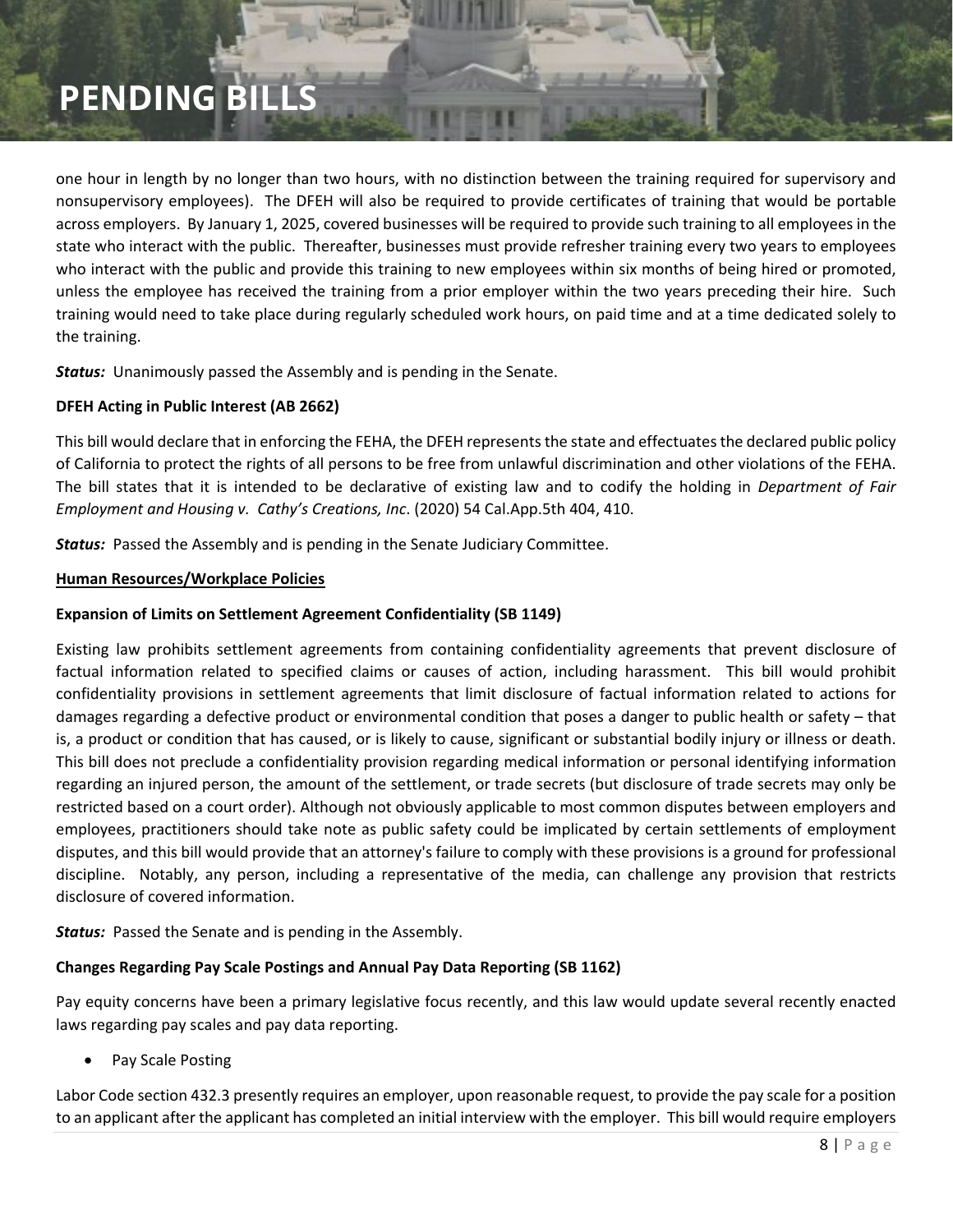one hour in length by no longer than two hours, with no distinction between the training required for supervisory and nonsupervisory employees). The DFEH will also be required to provide certificates of training that would be portable across employers. By January 1, 2025, covered businesses will be required to provide such training to all employees in the state who interact with the public. Thereafter, businesses must provide refresher training every two years to employees who interact with the public and provide this training to new employees within six months of being hired or promoted, unless the employee has received the training from a prior employer within the two years preceding their hire. Such training would need to take place during regularly scheduled work hours, on paid time and at a time dedicated solely to the training.

***Status:*** Unanimously passed the Assembly and is pending in the Senate.

**DFEH Acting in Public Interest (AB 2662)**

This bill would declare that in enforcing the FEHA, the DFEH represents the state and effectuates the declared public policy of California to protect the rights of all persons to be free from unlawful discrimination and other violations of the FEHA. The bill states that it is intended to be declarative of existing law and to codify the holding in *Department of Fair Employment and Housing v. Cathy's Creations, Inc*. (2020) 54 Cal.App.5th 404, 410.

***Status:*** Passed the Assembly and is pending in the Senate Judiciary Committee.

**Human Resources/Workplace Policies**

**Expansion of Limits on Settlement Agreement Confidentiality (SB 1149)**

Existing law prohibits settlement agreements from containing confidentiality agreements that prevent disclosure of factual information related to specified claims or causes of action, including harassment. This bill would prohibit confidentiality provisions in settlement agreements that limit disclosure of factual information related to actions for damages regarding a defective product or environmental condition that poses a danger to public health or safety – that is, a product or condition that has caused, or is likely to cause, significant or substantial bodily injury or illness or death. This bill does not preclude a confidentiality provision regarding medical information or personal identifying information regarding an injured person, the amount of the settlement, or trade secrets (but disclosure of trade secrets may only be restricted based on a court order). Although not obviously applicable to most common disputes between employers and employees, practitioners should take note as public safety could be implicated by certain settlements of employment disputes, and this bill would provide that an attorney's failure to comply with these provisions is a ground for professional discipline. Notably, any person, including a representative of the media, can challenge any provision that restricts disclosure of covered information.

***Status:*** Passed the Senate and is pending in the Assembly.

**Changes Regarding Pay Scale Postings and Annual Pay Data Reporting (SB 1162)**

Pay equity concerns have been a primary legislative focus recently, and this law would update several recently enacted laws regarding pay scales and pay data reporting.

- Pay Scale Posting

Labor Code section 432.3 presently requires an employer, upon reasonable request, to provide the pay scale for a position to an applicant after the applicant has completed an initial interview with the employer. This bill would require employers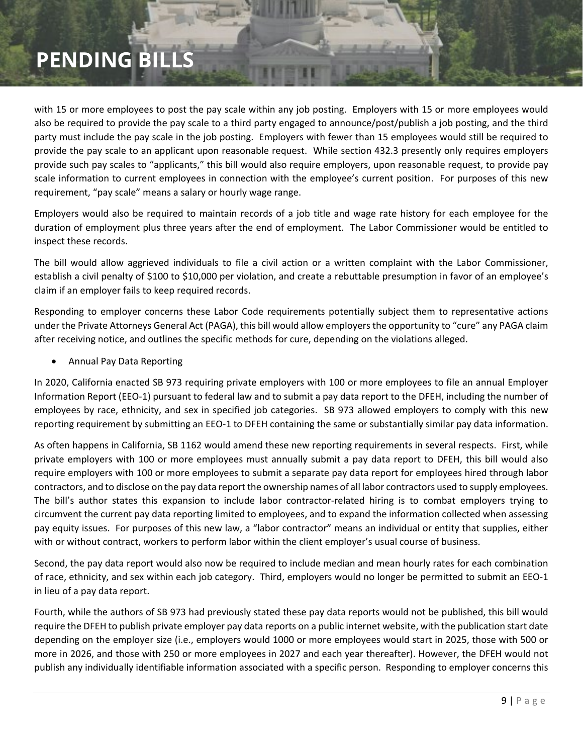with 15 or more employees to post the pay scale within any job posting. Employers with 15 or more employees would also be required to provide the pay scale to a third party engaged to announce/post/publish a job posting, and the third party must include the pay scale in the job posting. Employers with fewer than 15 employees would still be required to provide the pay scale to an applicant upon reasonable request. While section 432.3 presently only requires employers provide such pay scales to "applicants," this bill would also require employers, upon reasonable request, to provide pay scale information to current employees in connection with the employee's current position. For purposes of this new requirement, "pay scale" means a salary or hourly wage range.

Employers would also be required to maintain records of a job title and wage rate history for each employee for the duration of employment plus three years after the end of employment. The Labor Commissioner would be entitled to inspect these records.

The bill would allow aggrieved individuals to file a civil action or a written complaint with the Labor Commissioner, establish a civil penalty of $100 to $10,000 per violation, and create a rebuttable presumption in favor of an employee's claim if an employer fails to keep required records.

Responding to employer concerns these Labor Code requirements potentially subject them to representative actions under the Private Attorneys General Act (PAGA), this bill would allow employers the opportunity to "cure" any PAGA claim after receiving notice, and outlines the specific methods for cure, depending on the violations alleged.

- Annual Pay Data Reporting

In 2020, California enacted SB 973 requiring private employers with 100 or more employees to file an annual Employer Information Report (EEO-1) pursuant to federal law and to submit a pay data report to the DFEH, including the number of employees by race, ethnicity, and sex in specified job categories. SB 973 allowed employers to comply with this new reporting requirement by submitting an EEO-1 to DFEH containing the same or substantially similar pay data information.

As often happens in California, SB 1162 would amend these new reporting requirements in several respects. First, while private employers with 100 or more employees must annually submit a pay data report to DFEH, this bill would also require employers with 100 or more employees to submit a separate pay data report for employees hired through labor contractors, and to disclose on the pay data report the ownership names of all labor contractors used to supply employees. The bill's author states this expansion to include labor contractor-related hiring is to combat employers trying to circumvent the current pay data reporting limited to employees, and to expand the information collected when assessing pay equity issues. For purposes of this new law, a "labor contractor" means an individual or entity that supplies, either with or without contract, workers to perform labor within the client employer's usual course of business.

Second, the pay data report would also now be required to include median and mean hourly rates for each combination of race, ethnicity, and sex within each job category. Third, employers would no longer be permitted to submit an EEO-1 in lieu of a pay data report.

Fourth, while the authors of SB 973 had previously stated these pay data reports would not be published, this bill would require the DFEH to publish private employer pay data reports on a public internet website, with the publication start date depending on the employer size (i.e., employers would 1000 or more employees would start in 2025, those with 500 or more in 2026, and those with 250 or more employees in 2027 and each year thereafter). However, the DFEH would not publish any individually identifiable information associated with a specific person. Responding to employer concerns this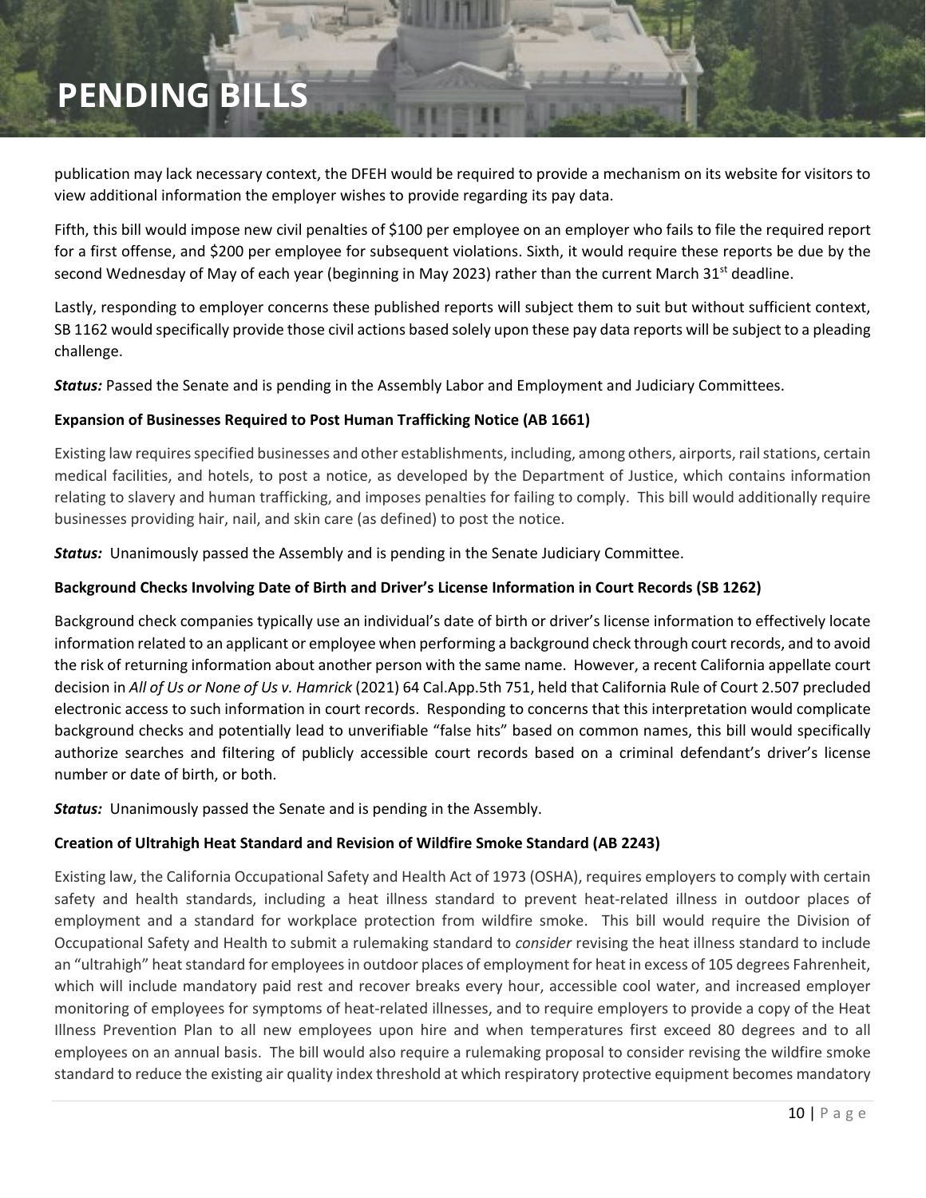publication may lack necessary context, the DFEH would be required to provide a mechanism on its website for visitors to view additional information the employer wishes to provide regarding its pay data.

Fifth, this bill would impose new civil penalties of $100 per employee on an employer who fails to file the required report for a first offense, and $200 per employee for subsequent violations. Sixth, it would require these reports be due by the second Wednesday of May of each year (beginning in May 2023) rather than the current March 31st deadline.

Lastly, responding to employer concerns these published reports will subject them to suit but without sufficient context, SB 1162 would specifically provide those civil actions based solely upon these pay data reports will be subject to a pleading challenge.

***Status:*** Passed the Senate and is pending in the Assembly Labor and Employment and Judiciary Committees.

**Expansion of Businesses Required to Post Human Trafficking Notice (AB 1661)**

Existing law requires specified businesses and other establishments, including, among others, airports, rail stations, certain medical facilities, and hotels, to post a notice, as developed by the Department of Justice, which contains information relating to slavery and human trafficking, and imposes penalties for failing to comply. This bill would additionally require businesses providing hair, nail, and skin care (as defined) to post the notice.

***Status:*** Unanimously passed the Assembly and is pending in the Senate Judiciary Committee.

**Background Checks Involving Date of Birth and Driver's License Information in Court Records (SB 1262)**

Background check companies typically use an individual's date of birth or driver's license information to effectively locate information related to an applicant or employee when performing a background check through court records, and to avoid the risk of returning information about another person with the same name. However, a recent California appellate court decision in *All of Us or None of Us v. Hamrick* (2021) 64 Cal.App.5th 751, held that California Rule of Court 2.507 precluded electronic access to such information in court records. Responding to concerns that this interpretation would complicate background checks and potentially lead to unverifiable "false hits" based on common names, this bill would specifically authorize searches and filtering of publicly accessible court records based on a criminal defendant's driver's license number or date of birth, or both.

***Status:*** Unanimously passed the Senate and is pending in the Assembly.

**Creation of Ultrahigh Heat Standard and Revision of Wildfire Smoke Standard (AB 2243)**

Existing law, the California Occupational Safety and Health Act of 1973 (OSHA), requires employers to comply with certain safety and health standards, including a heat illness standard to prevent heat-related illness in outdoor places of employment and a standard for workplace protection from wildfire smoke. This bill would require the Division of Occupational Safety and Health to submit a rulemaking standard to *consider* revising the heat illness standard to include an "ultrahigh" heat standard for employees in outdoor places of employment for heat in excess of 105 degrees Fahrenheit, which will include mandatory paid rest and recover breaks every hour, accessible cool water, and increased employer monitoring of employees for symptoms of heat-related illnesses, and to require employers to provide a copy of the Heat Illness Prevention Plan to all new employees upon hire and when temperatures first exceed 80 degrees and to all employees on an annual basis. The bill would also require a rulemaking proposal to consider revising the wildfire smoke standard to reduce the existing air quality index threshold at which respiratory protective equipment becomes mandatory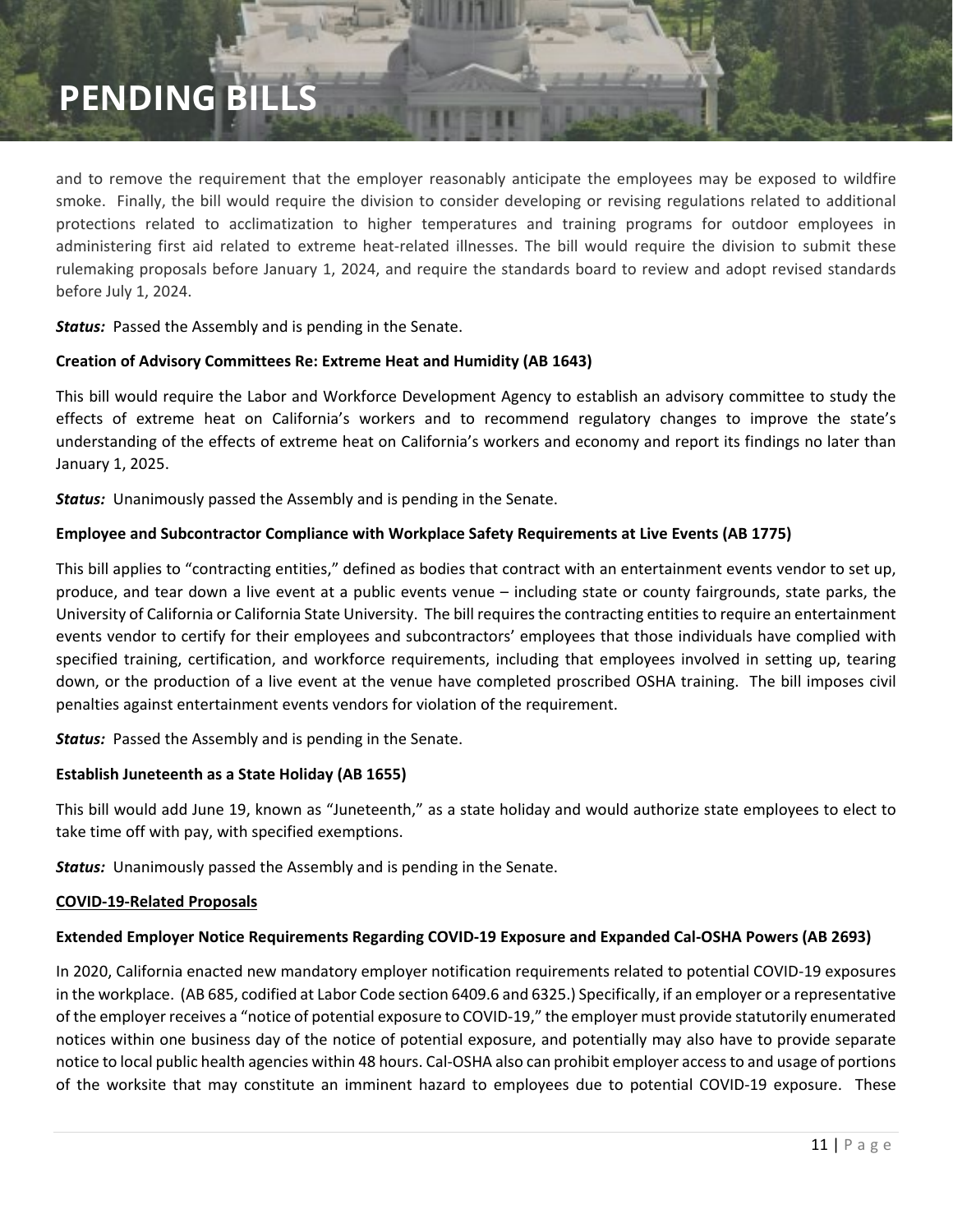and to remove the requirement that the employer reasonably anticipate the employees may be exposed to wildfire smoke. Finally, the bill would require the division to consider developing or revising regulations related to additional protections related to acclimatization to higher temperatures and training programs for outdoor employees in administering first aid related to extreme heat-related illnesses. The bill would require the division to submit these rulemaking proposals before January 1, 2024, and require the standards board to review and adopt revised standards before July 1, 2024.

***Status:*** Passed the Assembly and is pending in the Senate.

**Creation of Advisory Committees Re: Extreme Heat and Humidity (AB 1643)**

This bill would require the Labor and Workforce Development Agency to establish an advisory committee to study the effects of extreme heat on California's workers and to recommend regulatory changes to improve the state's understanding of the effects of extreme heat on California's workers and economy and report its findings no later than January 1, 2025.

***Status:*** Unanimously passed the Assembly and is pending in the Senate.

**Employee and Subcontractor Compliance with Workplace Safety Requirements at Live Events (AB 1775)**

This bill applies to "contracting entities," defined as bodies that contract with an entertainment events vendor to set up, produce, and tear down a live event at a public events venue – including state or county fairgrounds, state parks, the University of California or California State University. The bill requires the contracting entities to require an entertainment events vendor to certify for their employees and subcontractors' employees that those individuals have complied with specified training, certification, and workforce requirements, including that employees involved in setting up, tearing down, or the production of a live event at the venue have completed proscribed OSHA training. The bill imposes civil penalties against entertainment events vendors for violation of the requirement.

***Status:*** Passed the Assembly and is pending in the Senate.

**Establish Juneteenth as a State Holiday (AB 1655)**

This bill would add June 19, known as "Juneteenth," as a state holiday and would authorize state employees to elect to take time off with pay, with specified exemptions.

***Status:*** Unanimously passed the Assembly and is pending in the Senate.

**<u>COVID-19-Related Proposals</u>**

**Extended Employer Notice Requirements Regarding COVID-19 Exposure and Expanded Cal-OSHA Powers (AB 2693)**

In 2020, California enacted new mandatory employer notification requirements related to potential COVID-19 exposures in the workplace. (AB 685, codified at Labor Code section 6409.6 and 6325.) Specifically, if an employer or a representative of the employer receives a "notice of potential exposure to COVID-19," the employer must provide statutorily enumerated notices within one business day of the notice of potential exposure, and potentially may also have to provide separate notice to local public health agencies within 48 hours. Cal-OSHA also can prohibit employer access to and usage of portions of the worksite that may constitute an imminent hazard to employees due to potential COVID-19 exposure. These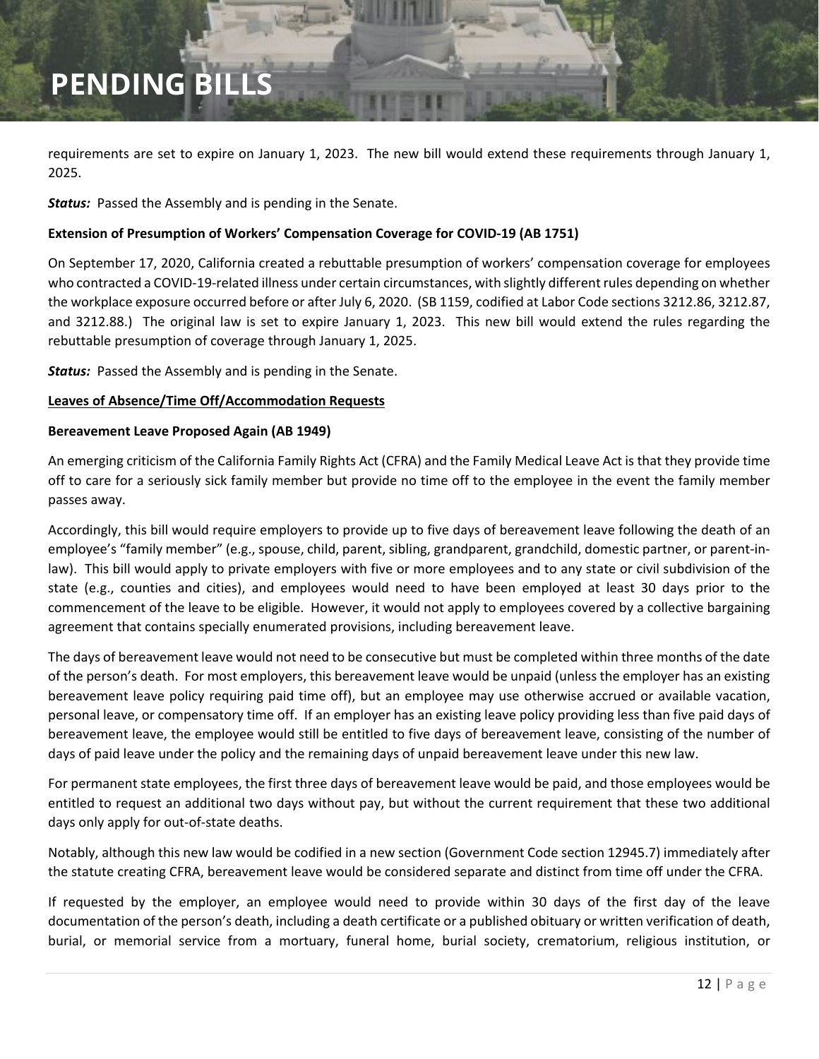requirements are set to expire on January 1, 2023. The new bill would extend these requirements through January 1, 2025.

***Status:*** Passed the Assembly and is pending in the Senate.

**Extension of Presumption of Workers' Compensation Coverage for COVID-19 (AB 1751)**

On September 17, 2020, California created a rebuttable presumption of workers' compensation coverage for employees who contracted a COVID-19-related illness under certain circumstances, with slightly different rules depending on whether the workplace exposure occurred before or after July 6, 2020. (SB 1159, codified at Labor Code sections 3212.86, 3212.87, and 3212.88.) The original law is set to expire January 1, 2023. This new bill would extend the rules regarding the rebuttable presumption of coverage through January 1, 2025.

***Status:*** Passed the Assembly and is pending in the Senate.

**<u>Leaves of Absence/Time Off/Accommodation Requests</u>**

**Bereavement Leave Proposed Again (AB 1949)**

An emerging criticism of the California Family Rights Act (CFRA) and the Family Medical Leave Act is that they provide time off to care for a seriously sick family member but provide no time off to the employee in the event the family member passes away.

Accordingly, this bill would require employers to provide up to five days of bereavement leave following the death of an employee's "family member" (e.g., spouse, child, parent, sibling, grandparent, grandchild, domestic partner, or parent-in-law). This bill would apply to private employers with five or more employees and to any state or civil subdivision of the state (e.g., counties and cities), and employees would need to have been employed at least 30 days prior to the commencement of the leave to be eligible. However, it would not apply to employees covered by a collective bargaining agreement that contains specially enumerated provisions, including bereavement leave.

The days of bereavement leave would not need to be consecutive but must be completed within three months of the date of the person's death. For most employers, this bereavement leave would be unpaid (unless the employer has an existing bereavement leave policy requiring paid time off), but an employee may use otherwise accrued or available vacation, personal leave, or compensatory time off. If an employer has an existing leave policy providing less than five paid days of bereavement leave, the employee would still be entitled to five days of bereavement leave, consisting of the number of days of paid leave under the policy and the remaining days of unpaid bereavement leave under this new law.

For permanent state employees, the first three days of bereavement leave would be paid, and those employees would be entitled to request an additional two days without pay, but without the current requirement that these two additional days only apply for out-of-state deaths.

Notably, although this new law would be codified in a new section (Government Code section 12945.7) immediately after the statute creating CFRA, bereavement leave would be considered separate and distinct from time off under the CFRA.

If requested by the employer, an employee would need to provide within 30 days of the first day of the leave documentation of the person's death, including a death certificate or a published obituary or written verification of death, burial, or memorial service from a mortuary, funeral home, burial society, crematorium, religious institution, or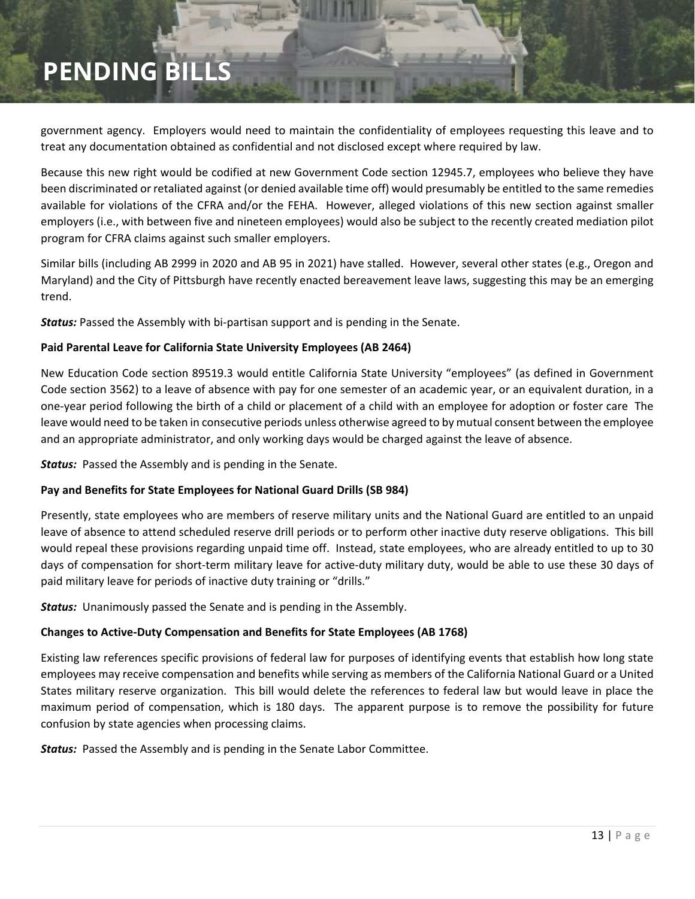government agency. Employers would need to maintain the confidentiality of employees requesting this leave and to treat any documentation obtained as confidential and not disclosed except where required by law.

Because this new right would be codified at new Government Code section 12945.7, employees who believe they have been discriminated or retaliated against (or denied available time off) would presumably be entitled to the same remedies available for violations of the CFRA and/or the FEHA. However, alleged violations of this new section against smaller employers (i.e., with between five and nineteen employees) would also be subject to the recently created mediation pilot program for CFRA claims against such smaller employers.

Similar bills (including AB 2999 in 2020 and AB 95 in 2021) have stalled. However, several other states (e.g., Oregon and Maryland) and the City of Pittsburgh have recently enacted bereavement leave laws, suggesting this may be an emerging trend.

***Status:*** Passed the Assembly with bi-partisan support and is pending in the Senate.

**Paid Parental Leave for California State University Employees (AB 2464)**

New Education Code section 89519.3 would entitle California State University "employees" (as defined in Government Code section 3562) to a leave of absence with pay for one semester of an academic year, or an equivalent duration, in a one-year period following the birth of a child or placement of a child with an employee for adoption or foster care The leave would need to be taken in consecutive periods unless otherwise agreed to by mutual consent between the employee and an appropriate administrator, and only working days would be charged against the leave of absence.

***Status:*** Passed the Assembly and is pending in the Senate.

**Pay and Benefits for State Employees for National Guard Drills (SB 984)**

Presently, state employees who are members of reserve military units and the National Guard are entitled to an unpaid leave of absence to attend scheduled reserve drill periods or to perform other inactive duty reserve obligations. This bill would repeal these provisions regarding unpaid time off. Instead, state employees, who are already entitled to up to 30 days of compensation for short-term military leave for active-duty military duty, would be able to use these 30 days of paid military leave for periods of inactive duty training or "drills."

***Status:*** Unanimously passed the Senate and is pending in the Assembly.

**Changes to Active-Duty Compensation and Benefits for State Employees (AB 1768)**

Existing law references specific provisions of federal law for purposes of identifying events that establish how long state employees may receive compensation and benefits while serving as members of the California National Guard or a United States military reserve organization. This bill would delete the references to federal law but would leave in place the maximum period of compensation, which is 180 days. The apparent purpose is to remove the possibility for future confusion by state agencies when processing claims.

***Status:*** Passed the Assembly and is pending in the Senate Labor Committee.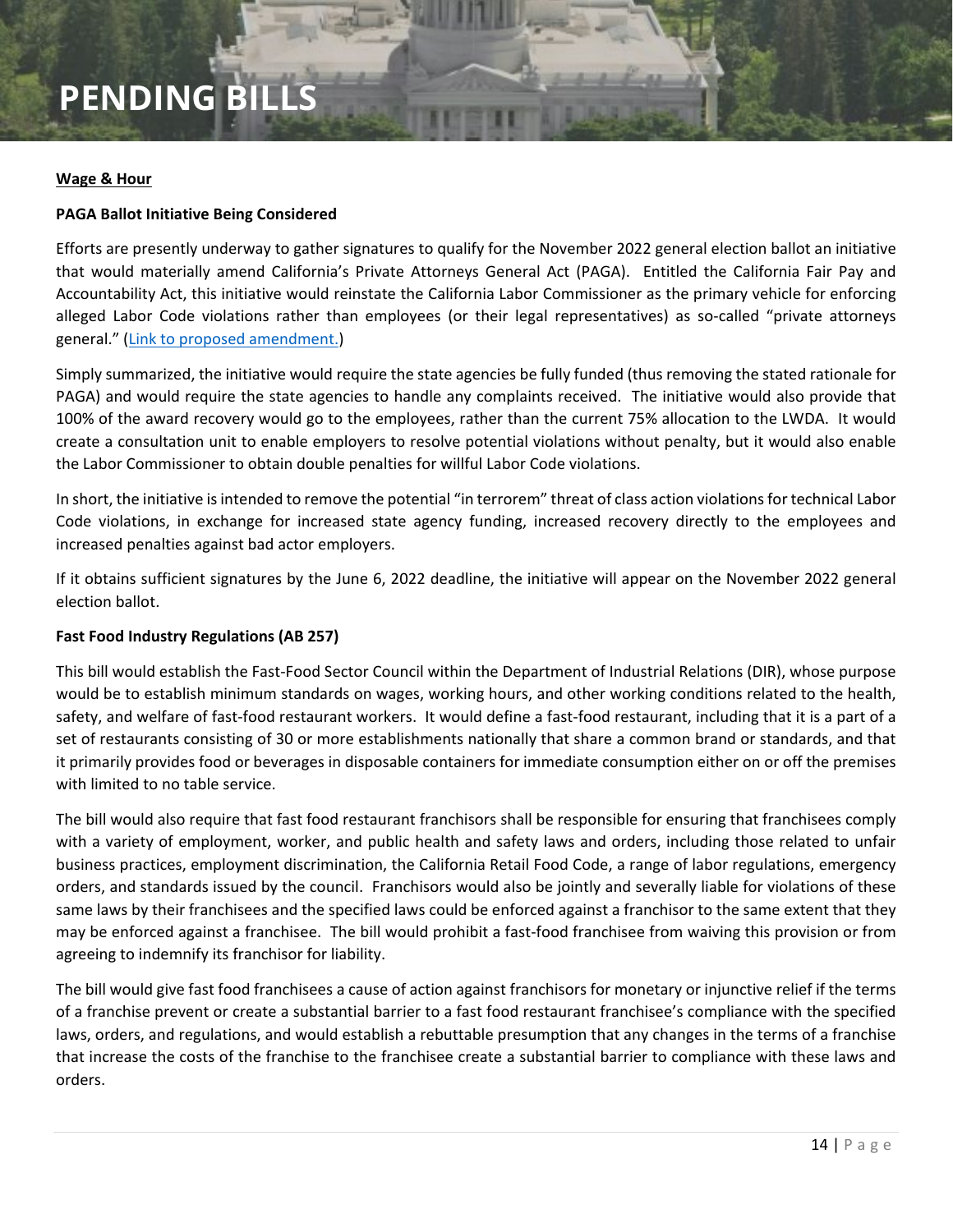# PENDING BILLS

**Wage & Hour**

**PAGA Ballot Initiative Being Considered**

Efforts are presently underway to gather signatures to qualify for the November 2022 general election ballot an initiative that would materially amend California's Private Attorneys General Act (PAGA). Entitled the California Fair Pay and Accountability Act, this initiative would reinstate the California Labor Commissioner as the primary vehicle for enforcing alleged Labor Code violations rather than employees (or their legal representatives) as so-called "private attorneys general." (Link to proposed amendment.)

Simply summarized, the initiative would require the state agencies be fully funded (thus removing the stated rationale for PAGA) and would require the state agencies to handle any complaints received. The initiative would also provide that 100% of the award recovery would go to the employees, rather than the current 75% allocation to the LWDA. It would create a consultation unit to enable employers to resolve potential violations without penalty, but it would also enable the Labor Commissioner to obtain double penalties for willful Labor Code violations.

In short, the initiative is intended to remove the potential "in terrorem" threat of class action violations for technical Labor Code violations, in exchange for increased state agency funding, increased recovery directly to the employees and increased penalties against bad actor employers.

If it obtains sufficient signatures by the June 6, 2022 deadline, the initiative will appear on the November 2022 general election ballot.

**Fast Food Industry Regulations (AB 257)**

This bill would establish the Fast-Food Sector Council within the Department of Industrial Relations (DIR), whose purpose would be to establish minimum standards on wages, working hours, and other working conditions related to the health, safety, and welfare of fast-food restaurant workers. It would define a fast-food restaurant, including that it is a part of a set of restaurants consisting of 30 or more establishments nationally that share a common brand or standards, and that it primarily provides food or beverages in disposable containers for immediate consumption either on or off the premises with limited to no table service.

The bill would also require that fast food restaurant franchisors shall be responsible for ensuring that franchisees comply with a variety of employment, worker, and public health and safety laws and orders, including those related to unfair business practices, employment discrimination, the California Retail Food Code, a range of labor regulations, emergency orders, and standards issued by the council. Franchisors would also be jointly and severally liable for violations of these same laws by their franchisees and the specified laws could be enforced against a franchisor to the same extent that they may be enforced against a franchisee. The bill would prohibit a fast-food franchisee from waiving this provision or from agreeing to indemnify its franchisor for liability.

The bill would give fast food franchisees a cause of action against franchisors for monetary or injunctive relief if the terms of a franchise prevent or create a substantial barrier to a fast food restaurant franchisee's compliance with the specified laws, orders, and regulations, and would establish a rebuttable presumption that any changes in the terms of a franchise that increase the costs of the franchise to the franchisee create a substantial barrier to compliance with these laws and orders.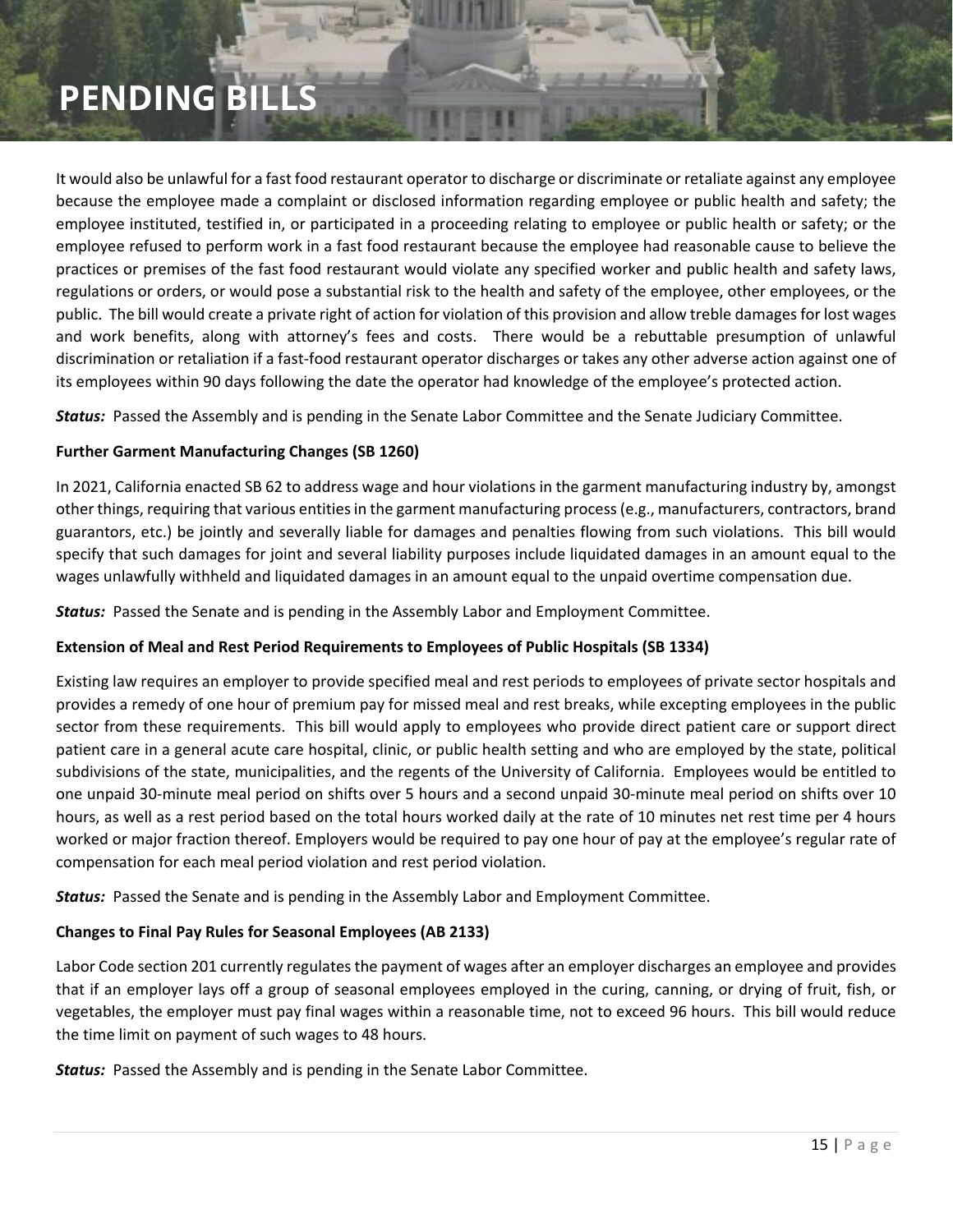# PENDING BILLS

It would also be unlawful for a fast food restaurant operator to discharge or discriminate or retaliate against any employee because the employee made a complaint or disclosed information regarding employee or public health and safety; the employee instituted, testified in, or participated in a proceeding relating to employee or public health or safety; or the employee refused to perform work in a fast food restaurant because the employee had reasonable cause to believe the practices or premises of the fast food restaurant would violate any specified worker and public health and safety laws, regulations or orders, or would pose a substantial risk to the health and safety of the employee, other employees, or the public. The bill would create a private right of action for violation of this provision and allow treble damages for lost wages and work benefits, along with attorney's fees and costs. There would be a rebuttable presumption of unlawful discrimination or retaliation if a fast-food restaurant operator discharges or takes any other adverse action against one of its employees within 90 days following the date the operator had knowledge of the employee's protected action.

***Status:*** Passed the Assembly and is pending in the Senate Labor Committee and the Senate Judiciary Committee.

**Further Garment Manufacturing Changes (SB 1260)**

In 2021, California enacted SB 62 to address wage and hour violations in the garment manufacturing industry by, amongst other things, requiring that various entities in the garment manufacturing process (e.g., manufacturers, contractors, brand guarantors, etc.) be jointly and severally liable for damages and penalties flowing from such violations. This bill would specify that such damages for joint and several liability purposes include liquidated damages in an amount equal to the wages unlawfully withheld and liquidated damages in an amount equal to the unpaid overtime compensation due.

***Status:*** Passed the Senate and is pending in the Assembly Labor and Employment Committee.

**Extension of Meal and Rest Period Requirements to Employees of Public Hospitals (SB 1334)**

Existing law requires an employer to provide specified meal and rest periods to employees of private sector hospitals and provides a remedy of one hour of premium pay for missed meal and rest breaks, while excepting employees in the public sector from these requirements. This bill would apply to employees who provide direct patient care or support direct patient care in a general acute care hospital, clinic, or public health setting and who are employed by the state, political subdivisions of the state, municipalities, and the regents of the University of California. Employees would be entitled to one unpaid 30-minute meal period on shifts over 5 hours and a second unpaid 30-minute meal period on shifts over 10 hours, as well as a rest period based on the total hours worked daily at the rate of 10 minutes net rest time per 4 hours worked or major fraction thereof. Employers would be required to pay one hour of pay at the employee's regular rate of compensation for each meal period violation and rest period violation.

***Status:*** Passed the Senate and is pending in the Assembly Labor and Employment Committee.

**Changes to Final Pay Rules for Seasonal Employees (AB 2133)**

Labor Code section 201 currently regulates the payment of wages after an employer discharges an employee and provides that if an employer lays off a group of seasonal employees employed in the curing, canning, or drying of fruit, fish, or vegetables, the employer must pay final wages within a reasonable time, not to exceed 96 hours. This bill would reduce the time limit on payment of such wages to 48 hours.

***Status:*** Passed the Assembly and is pending in the Senate Labor Committee.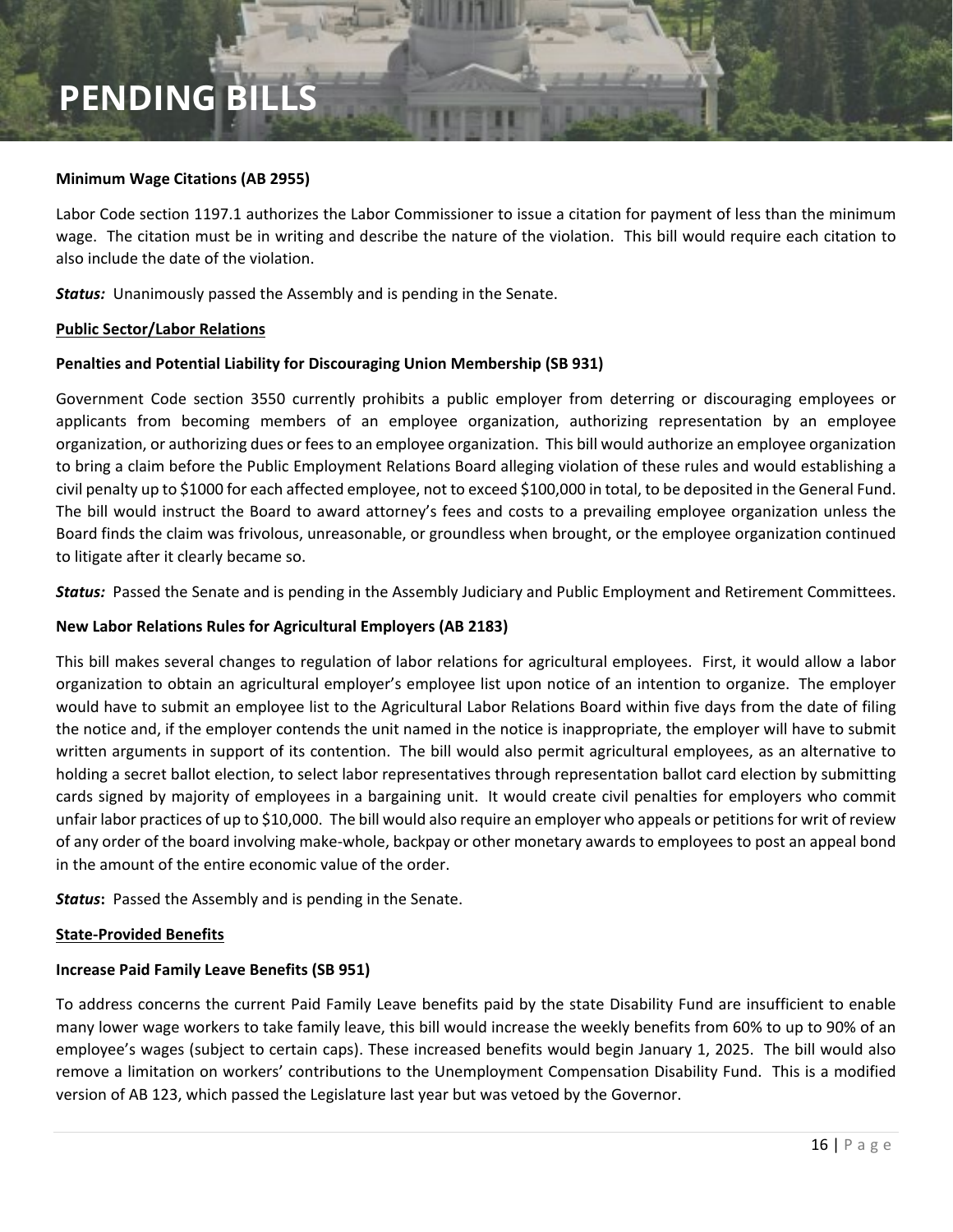# PENDING BILLS

**Minimum Wage Citations (AB 2955)**

Labor Code section 1197.1 authorizes the Labor Commissioner to issue a citation for payment of less than the minimum wage. The citation must be in writing and describe the nature of the violation. This bill would require each citation to also include the date of the violation.

***Status:*** Unanimously passed the Assembly and is pending in the Senate.

**Public Sector/Labor Relations**

**Penalties and Potential Liability for Discouraging Union Membership (SB 931)**

Government Code section 3550 currently prohibits a public employer from deterring or discouraging employees or applicants from becoming members of an employee organization, authorizing representation by an employee organization, or authorizing dues or fees to an employee organization. This bill would authorize an employee organization to bring a claim before the Public Employment Relations Board alleging violation of these rules and would establishing a civil penalty up to $1000 for each affected employee, not to exceed $100,000 in total, to be deposited in the General Fund. The bill would instruct the Board to award attorney's fees and costs to a prevailing employee organization unless the Board finds the claim was frivolous, unreasonable, or groundless when brought, or the employee organization continued to litigate after it clearly became so.

***Status:*** Passed the Senate and is pending in the Assembly Judiciary and Public Employment and Retirement Committees.

**New Labor Relations Rules for Agricultural Employers (AB 2183)**

This bill makes several changes to regulation of labor relations for agricultural employees. First, it would allow a labor organization to obtain an agricultural employer's employee list upon notice of an intention to organize. The employer would have to submit an employee list to the Agricultural Labor Relations Board within five days from the date of filing the notice and, if the employer contends the unit named in the notice is inappropriate, the employer will have to submit written arguments in support of its contention. The bill would also permit agricultural employees, as an alternative to holding a secret ballot election, to select labor representatives through representation ballot card election by submitting cards signed by majority of employees in a bargaining unit. It would create civil penalties for employers who commit unfair labor practices of up to $10,000. The bill would also require an employer who appeals or petitions for writ of review of any order of the board involving make-whole, backpay or other monetary awards to employees to post an appeal bond in the amount of the entire economic value of the order.

***Status*****:** Passed the Assembly and is pending in the Senate.

**State-Provided Benefits**

**Increase Paid Family Leave Benefits (SB 951)**

To address concerns the current Paid Family Leave benefits paid by the state Disability Fund are insufficient to enable many lower wage workers to take family leave, this bill would increase the weekly benefits from 60% to up to 90% of an employee's wages (subject to certain caps). These increased benefits would begin January 1, 2025. The bill would also remove a limitation on workers' contributions to the Unemployment Compensation Disability Fund. This is a modified version of AB 123, which passed the Legislature last year but was vetoed by the Governor.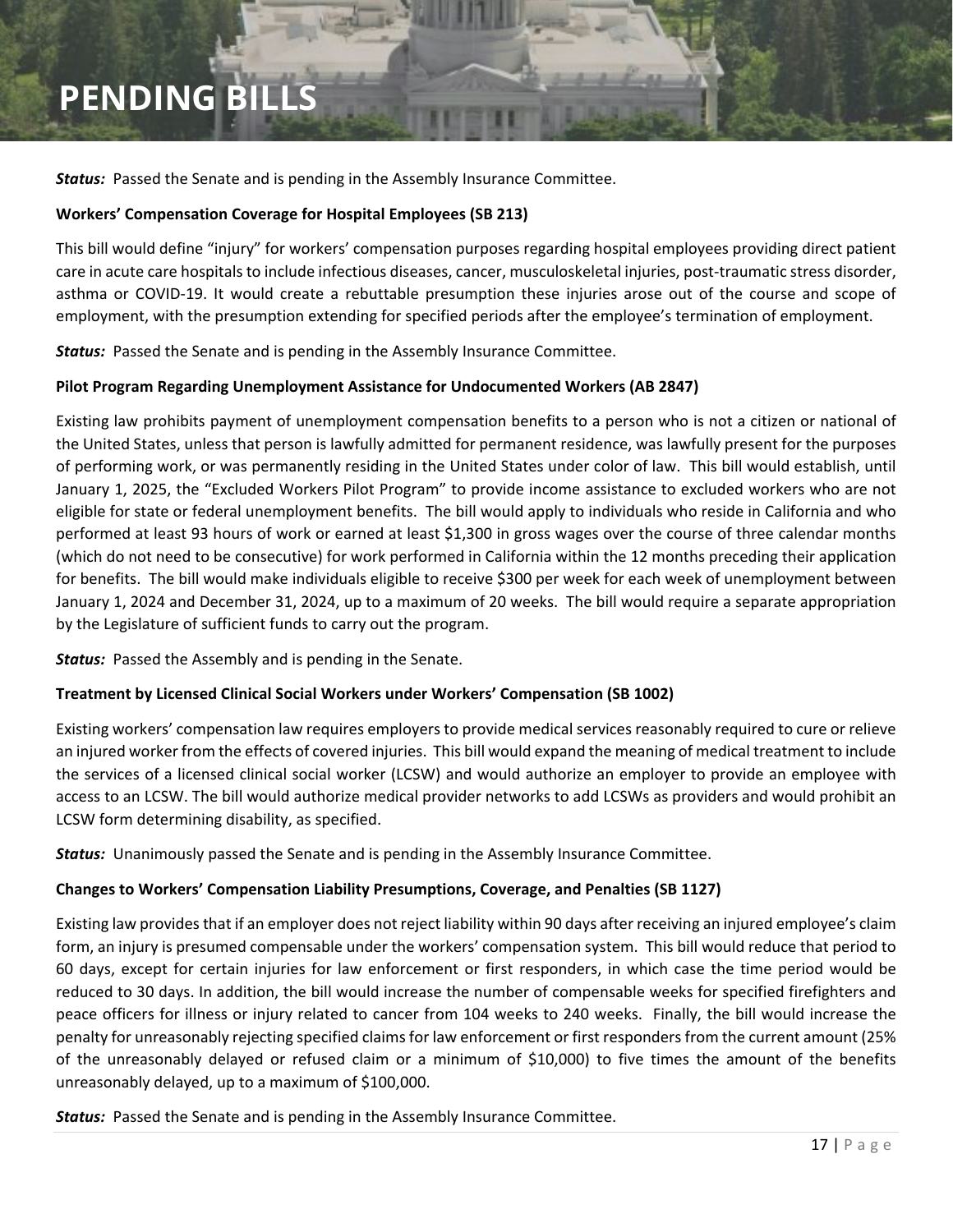# PENDING BILLS

***Status:*** Passed the Senate and is pending in the Assembly Insurance Committee.

**Workers' Compensation Coverage for Hospital Employees (SB 213)**

This bill would define "injury" for workers' compensation purposes regarding hospital employees providing direct patient care in acute care hospitals to include infectious diseases, cancer, musculoskeletal injuries, post-traumatic stress disorder, asthma or COVID-19. It would create a rebuttable presumption these injuries arose out of the course and scope of employment, with the presumption extending for specified periods after the employee's termination of employment.

***Status:*** Passed the Senate and is pending in the Assembly Insurance Committee.

**Pilot Program Regarding Unemployment Assistance for Undocumented Workers (AB 2847)**

Existing law prohibits payment of unemployment compensation benefits to a person who is not a citizen or national of the United States, unless that person is lawfully admitted for permanent residence, was lawfully present for the purposes of performing work, or was permanently residing in the United States under color of law. This bill would establish, until January 1, 2025, the "Excluded Workers Pilot Program" to provide income assistance to excluded workers who are not eligible for state or federal unemployment benefits. The bill would apply to individuals who reside in California and who performed at least 93 hours of work or earned at least $1,300 in gross wages over the course of three calendar months (which do not need to be consecutive) for work performed in California within the 12 months preceding their application for benefits. The bill would make individuals eligible to receive $300 per week for each week of unemployment between January 1, 2024 and December 31, 2024, up to a maximum of 20 weeks. The bill would require a separate appropriation by the Legislature of sufficient funds to carry out the program.

***Status:*** Passed the Assembly and is pending in the Senate.

**Treatment by Licensed Clinical Social Workers under Workers' Compensation (SB 1002)**

Existing workers' compensation law requires employers to provide medical services reasonably required to cure or relieve an injured worker from the effects of covered injuries. This bill would expand the meaning of medical treatment to include the services of a licensed clinical social worker (LCSW) and would authorize an employer to provide an employee with access to an LCSW. The bill would authorize medical provider networks to add LCSWs as providers and would prohibit an LCSW form determining disability, as specified.

***Status:*** Unanimously passed the Senate and is pending in the Assembly Insurance Committee.

**Changes to Workers' Compensation Liability Presumptions, Coverage, and Penalties (SB 1127)**

Existing law provides that if an employer does not reject liability within 90 days after receiving an injured employee's claim form, an injury is presumed compensable under the workers' compensation system. This bill would reduce that period to 60 days, except for certain injuries for law enforcement or first responders, in which case the time period would be reduced to 30 days. In addition, the bill would increase the number of compensable weeks for specified firefighters and peace officers for illness or injury related to cancer from 104 weeks to 240 weeks. Finally, the bill would increase the penalty for unreasonably rejecting specified claims for law enforcement or first responders from the current amount (25% of the unreasonably delayed or refused claim or a minimum of $10,000) to five times the amount of the benefits unreasonably delayed, up to a maximum of $100,000.

***Status:*** Passed the Senate and is pending in the Assembly Insurance Committee.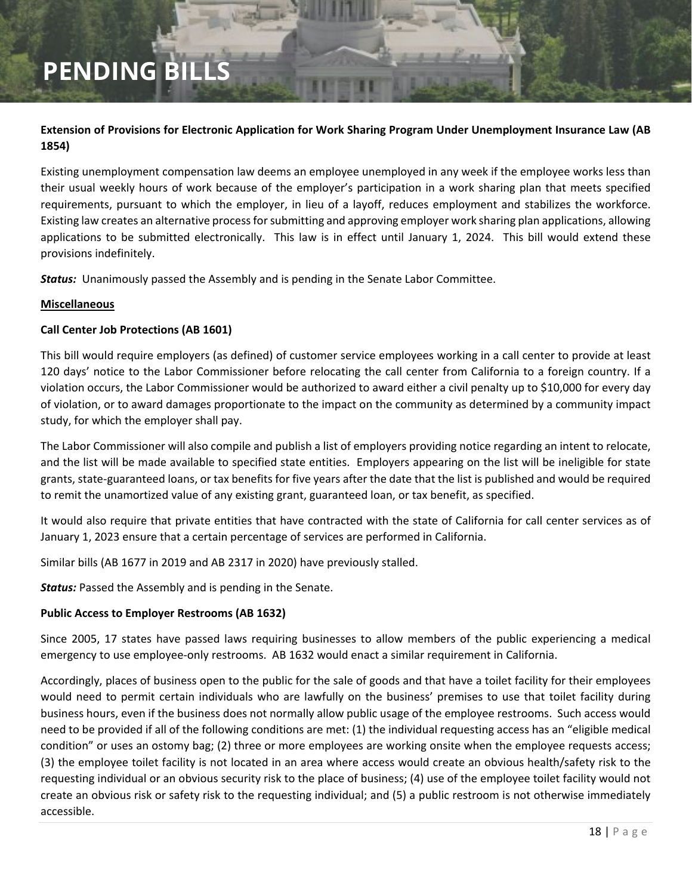# PENDING BILLS

**Extension of Provisions for Electronic Application for Work Sharing Program Under Unemployment Insurance Law (AB 1854)**

Existing unemployment compensation law deems an employee unemployed in any week if the employee works less than their usual weekly hours of work because of the employer's participation in a work sharing plan that meets specified requirements, pursuant to which the employer, in lieu of a layoff, reduces employment and stabilizes the workforce. Existing law creates an alternative process for submitting and approving employer work sharing plan applications, allowing applications to be submitted electronically. This law is in effect until January 1, 2024. This bill would extend these provisions indefinitely.

***Status:*** Unanimously passed the Assembly and is pending in the Senate Labor Committee.

<u>**Miscellaneous**</u>

**Call Center Job Protections (AB 1601)**

This bill would require employers (as defined) of customer service employees working in a call center to provide at least 120 days' notice to the Labor Commissioner before relocating the call center from California to a foreign country. If a violation occurs, the Labor Commissioner would be authorized to award either a civil penalty up to $10,000 for every day of violation, or to award damages proportionate to the impact on the community as determined by a community impact study, for which the employer shall pay.

The Labor Commissioner will also compile and publish a list of employers providing notice regarding an intent to relocate, and the list will be made available to specified state entities. Employers appearing on the list will be ineligible for state grants, state-guaranteed loans, or tax benefits for five years after the date that the list is published and would be required to remit the unamortized value of any existing grant, guaranteed loan, or tax benefit, as specified.

It would also require that private entities that have contracted with the state of California for call center services as of January 1, 2023 ensure that a certain percentage of services are performed in California.

Similar bills (AB 1677 in 2019 and AB 2317 in 2020) have previously stalled.

***Status:*** Passed the Assembly and is pending in the Senate.

**Public Access to Employer Restrooms (AB 1632)**

Since 2005, 17 states have passed laws requiring businesses to allow members of the public experiencing a medical emergency to use employee-only restrooms. AB 1632 would enact a similar requirement in California.

Accordingly, places of business open to the public for the sale of goods and that have a toilet facility for their employees would need to permit certain individuals who are lawfully on the business' premises to use that toilet facility during business hours, even if the business does not normally allow public usage of the employee restrooms. Such access would need to be provided if all of the following conditions are met: (1) the individual requesting access has an "eligible medical condition" or uses an ostomy bag; (2) three or more employees are working onsite when the employee requests access; (3) the employee toilet facility is not located in an area where access would create an obvious health/safety risk to the requesting individual or an obvious security risk to the place of business; (4) use of the employee toilet facility would not create an obvious risk or safety risk to the requesting individual; and (5) a public restroom is not otherwise immediately accessible.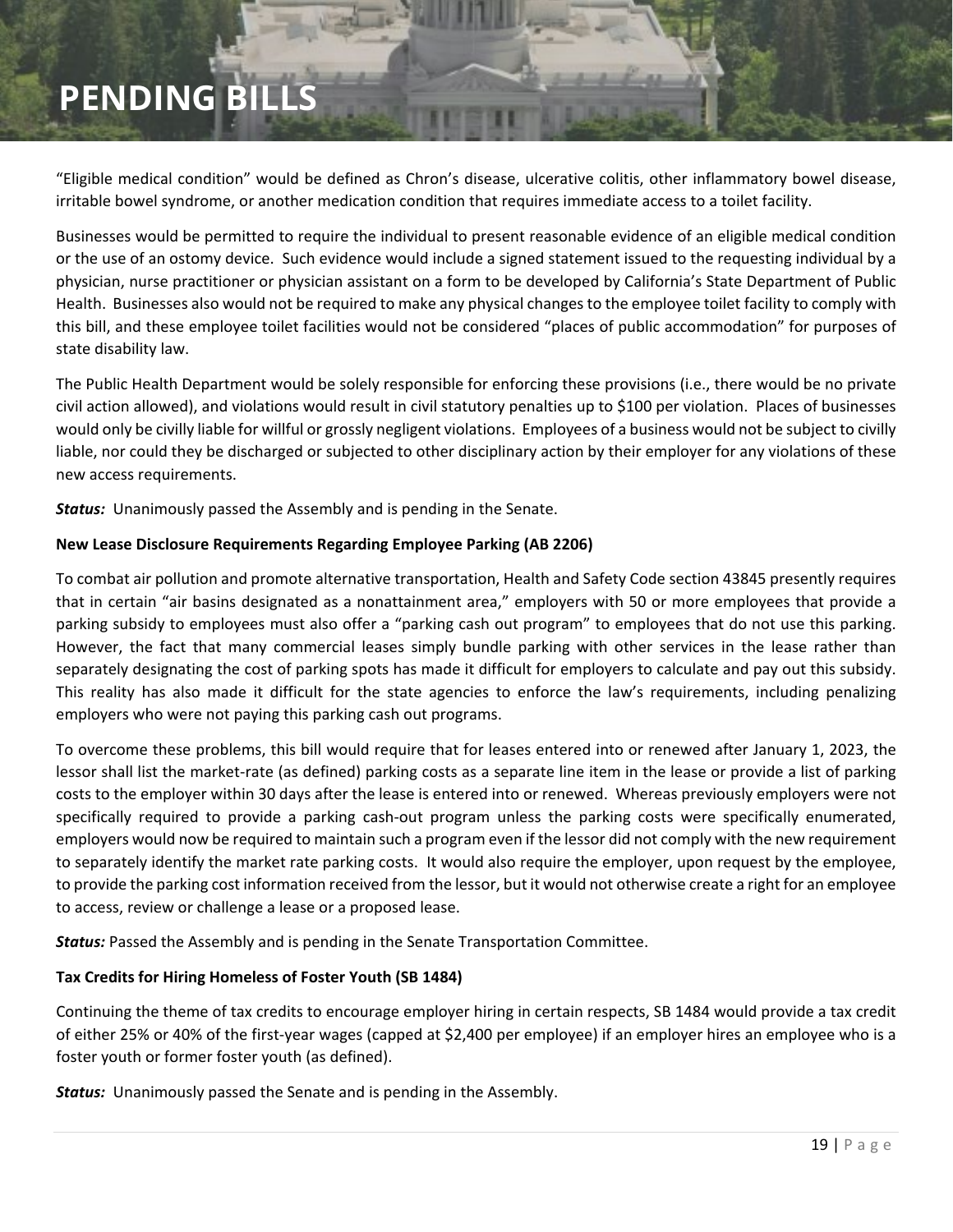# PENDING BILLS

"Eligible medical condition" would be defined as Chron's disease, ulcerative colitis, other inflammatory bowel disease, irritable bowel syndrome, or another medication condition that requires immediate access to a toilet facility.

Businesses would be permitted to require the individual to present reasonable evidence of an eligible medical condition or the use of an ostomy device. Such evidence would include a signed statement issued to the requesting individual by a physician, nurse practitioner or physician assistant on a form to be developed by California's State Department of Public Health. Businesses also would not be required to make any physical changes to the employee toilet facility to comply with this bill, and these employee toilet facilities would not be considered "places of public accommodation" for purposes of state disability law.

The Public Health Department would be solely responsible for enforcing these provisions (i.e., there would be no private civil action allowed), and violations would result in civil statutory penalties up to $100 per violation. Places of businesses would only be civilly liable for willful or grossly negligent violations. Employees of a business would not be subject to civilly liable, nor could they be discharged or subjected to other disciplinary action by their employer for any violations of these new access requirements.

***Status:*** Unanimously passed the Assembly and is pending in the Senate.

**New Lease Disclosure Requirements Regarding Employee Parking (AB 2206)**

To combat air pollution and promote alternative transportation, Health and Safety Code section 43845 presently requires that in certain "air basins designated as a nonattainment area," employers with 50 or more employees that provide a parking subsidy to employees must also offer a "parking cash out program" to employees that do not use this parking. However, the fact that many commercial leases simply bundle parking with other services in the lease rather than separately designating the cost of parking spots has made it difficult for employers to calculate and pay out this subsidy. This reality has also made it difficult for the state agencies to enforce the law's requirements, including penalizing employers who were not paying this parking cash out programs.

To overcome these problems, this bill would require that for leases entered into or renewed after January 1, 2023, the lessor shall list the market-rate (as defined) parking costs as a separate line item in the lease or provide a list of parking costs to the employer within 30 days after the lease is entered into or renewed. Whereas previously employers were not specifically required to provide a parking cash-out program unless the parking costs were specifically enumerated, employers would now be required to maintain such a program even if the lessor did not comply with the new requirement to separately identify the market rate parking costs. It would also require the employer, upon request by the employee, to provide the parking cost information received from the lessor, but it would not otherwise create a right for an employee to access, review or challenge a lease or a proposed lease.

***Status:*** Passed the Assembly and is pending in the Senate Transportation Committee.

**Tax Credits for Hiring Homeless of Foster Youth (SB 1484)**

Continuing the theme of tax credits to encourage employer hiring in certain respects, SB 1484 would provide a tax credit of either 25% or 40% of the first-year wages (capped at $2,400 per employee) if an employer hires an employee who is a foster youth or former foster youth (as defined).

***Status:*** Unanimously passed the Senate and is pending in the Assembly.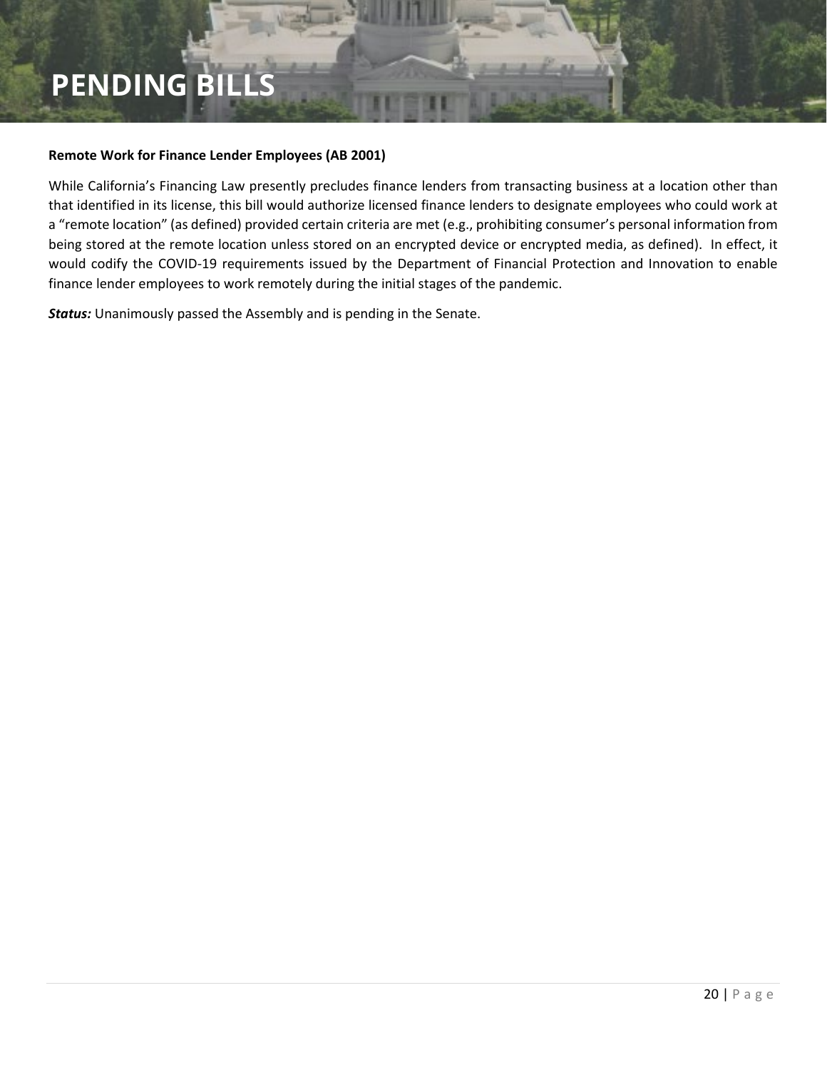# PENDING BILLS

**Remote Work for Finance Lender Employees (AB 2001)**

While California's Financing Law presently precludes finance lenders from transacting business at a location other than that identified in its license, this bill would authorize licensed finance lenders to designate employees who could work at a "remote location" (as defined) provided certain criteria are met (e.g., prohibiting consumer's personal information from being stored at the remote location unless stored on an encrypted device or encrypted media, as defined). In effect, it would codify the COVID-19 requirements issued by the Department of Financial Protection and Innovation to enable finance lender employees to work remotely during the initial stages of the pandemic.

***Status:*** Unanimously passed the Assembly and is pending in the Senate.